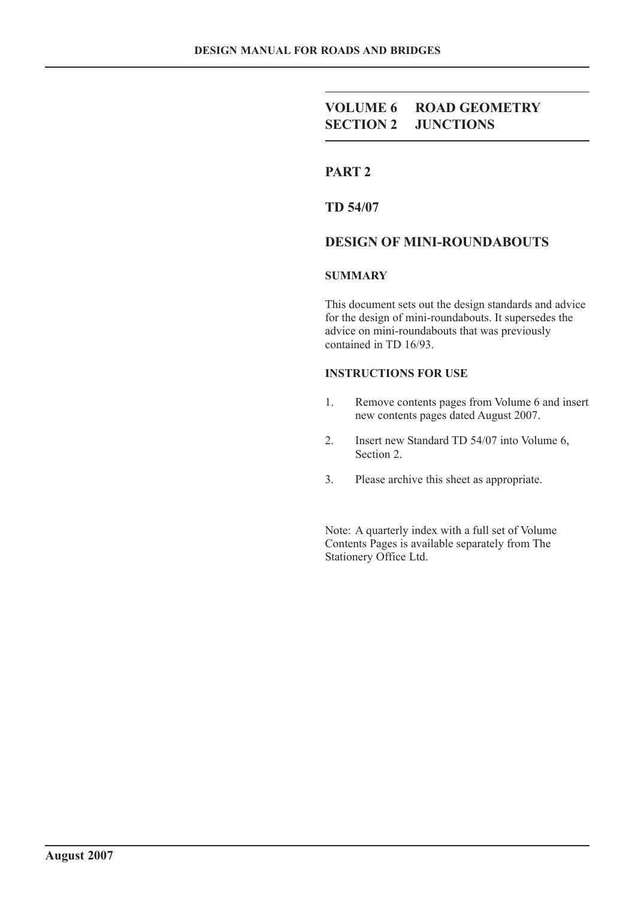# DESIGN MANUAL FOR ROADS AND BRIDGES

## VOLUME 6 ROAD GEOMETRY
## SECTION 2 JUNCTIONS

## PART 2

## TD 54/07

## DESIGN OF MINI-ROUNDABOUTS

### SUMMARY

This document sets out the design standards and advice for the design of mini-roundabouts. It supersedes the advice on mini-roundabouts that was previously contained in TD 16/93.

### INSTRUCTIONS FOR USE

1. Remove contents pages from Volume 6 and insert new contents pages dated August 2007.

2. Insert new Standard TD 54/07 into Volume 6, Section 2.

3. Please archive this sheet as appropriate.

Note: A quarterly index with a full set of Volume Contents Pages is available separately from The Stationery Office Ltd.

**August 2007**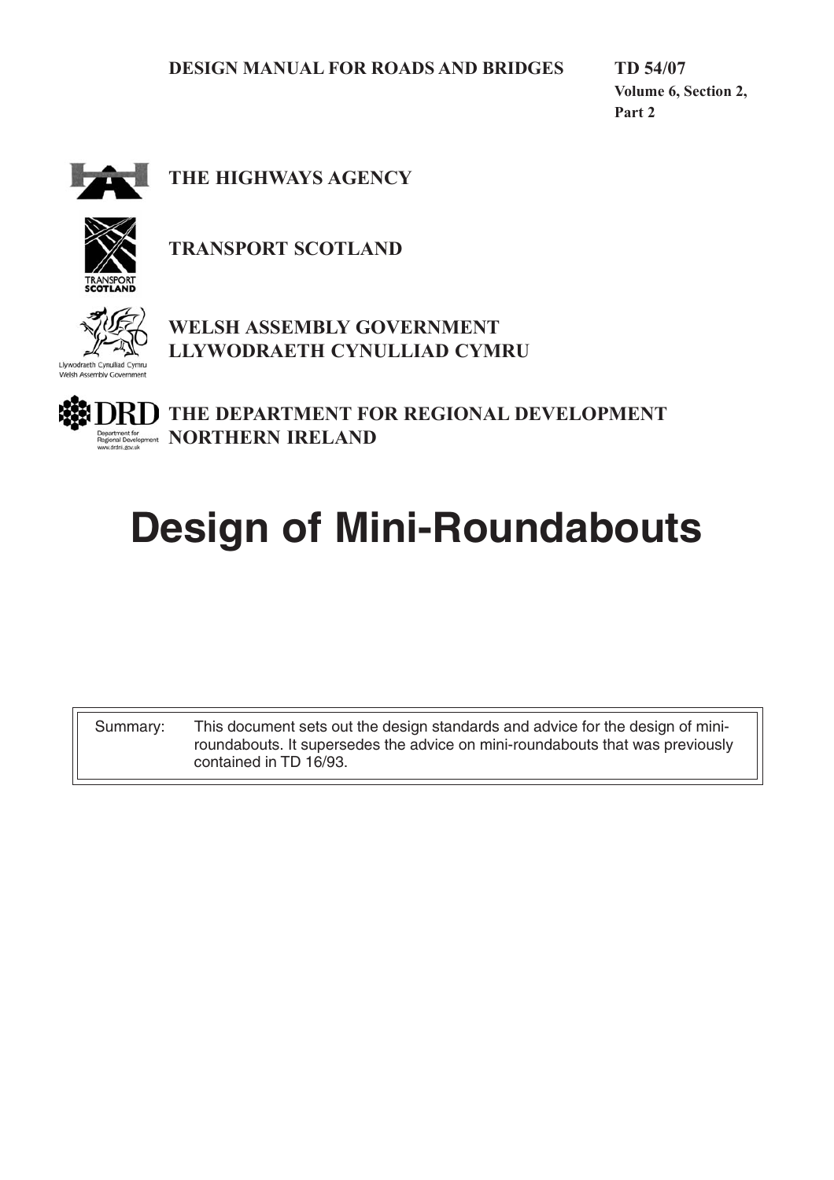**DESIGN MANUAL FOR ROADS AND BRIDGES** **TD 54/07**
**Volume 6, Section 2, Part 2**

**THE HIGHWAYS AGENCY**

**TRANSPORT SCOTLAND**

**WELSH ASSEMBLY GOVERNMENT**
**LLYWODRAETH CYNULLIAD CYMRU**

**THE DEPARTMENT FOR REGIONAL DEVELOPMENT**
**NORTHERN IRELAND**

# Design of Mini-Roundabouts

| Summary: | This document sets out the design standards and advice for the design of mini-roundabouts. It supersedes the advice on mini-roundabouts that was previously contained in TD 16/93. |
|---|---|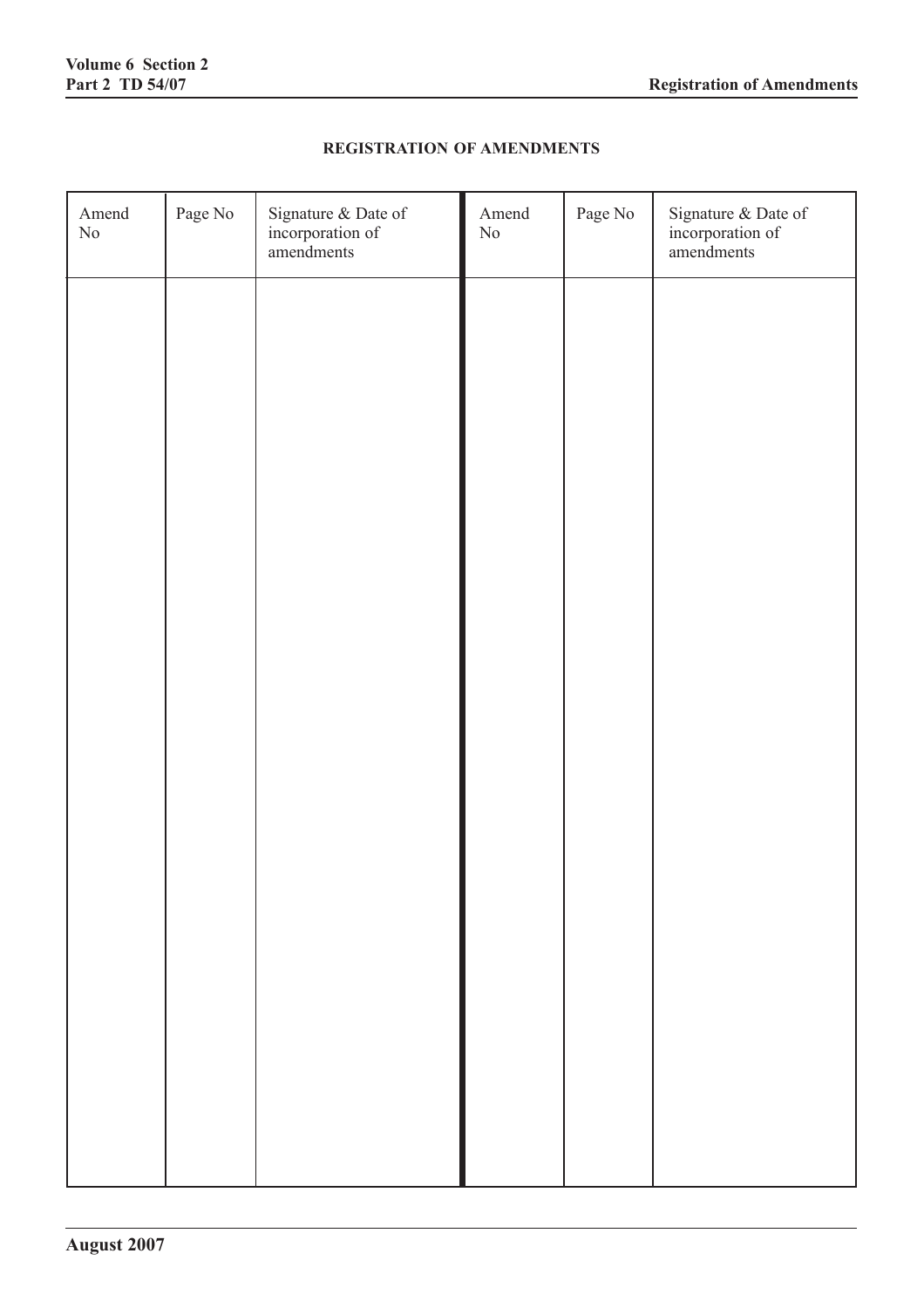# REGISTRATION OF AMENDMENTS

| Amend No | Page No | Signature & Date of incorporation of amendments | Amend No | Page No | Signature & Date of incorporation of amendments |
|---|---|---|---|---|---|
| | | | | | |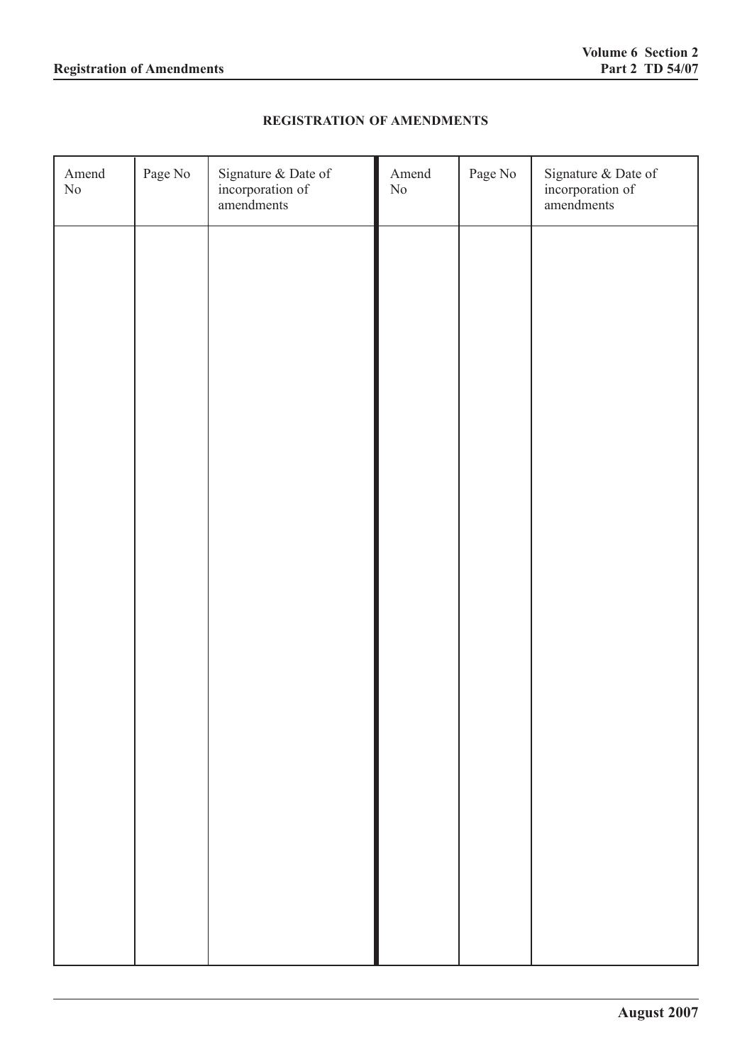# REGISTRATION OF AMENDMENTS

| Amend No | Page No | Signature & Date of incorporation of amendments | Amend No | Page No | Signature & Date of incorporation of amendments |
|---|---|---|---|---|---|
| | | | | | |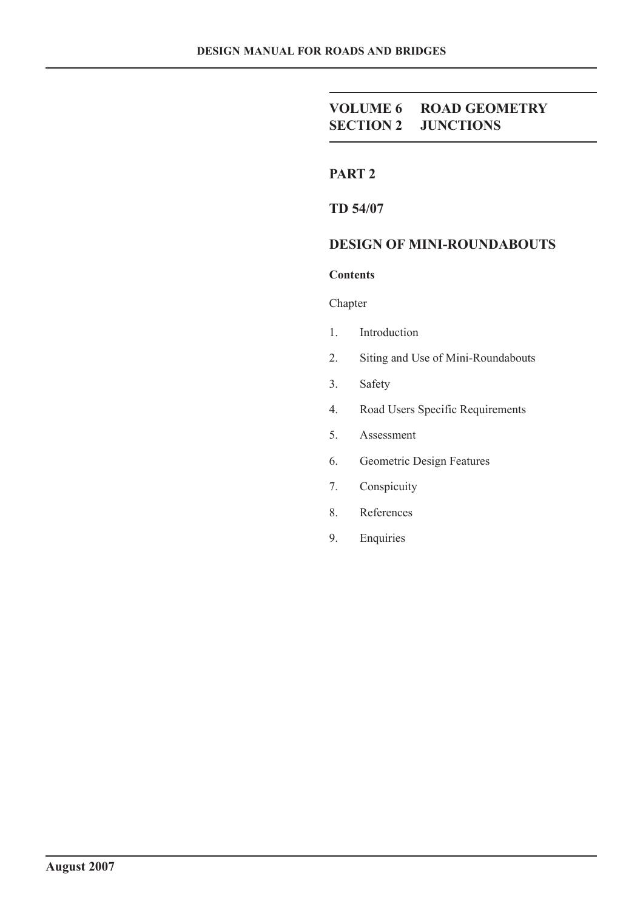# DESIGN MANUAL FOR ROADS AND BRIDGES

## VOLUME 6 ROAD GEOMETRY
## SECTION 2 JUNCTIONS

## PART 2

## TD 54/07

## DESIGN OF MINI-ROUNDABOUTS

**Contents**

Chapter

1. Introduction
2. Siting and Use of Mini-Roundabouts
3. Safety
4. Road Users Specific Requirements
5. Assessment
6. Geometric Design Features
7. Conspicuity
8. References
9. Enquiries

**August 2007**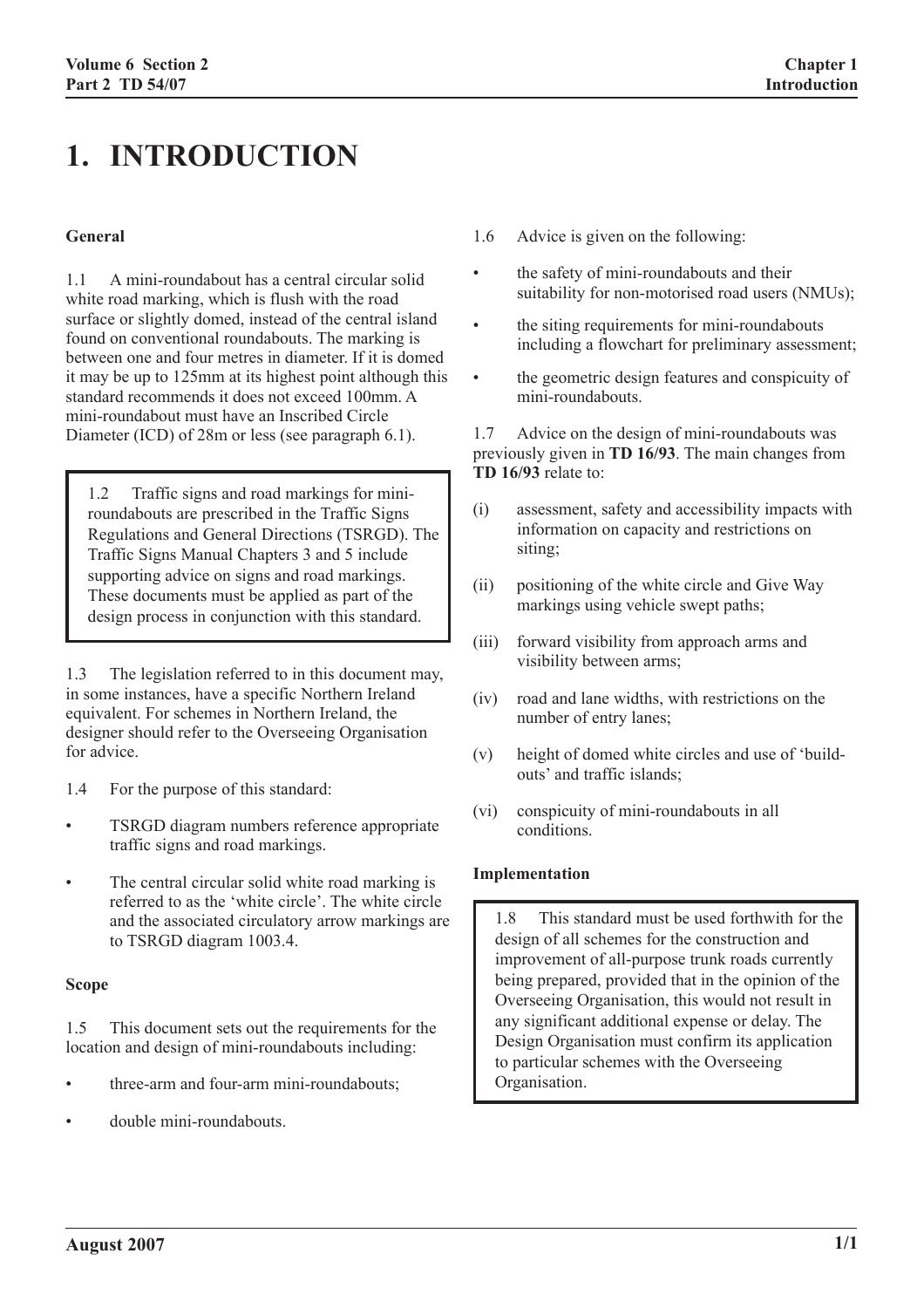# 1. INTRODUCTION

### General

1.1 A mini-roundabout has a central circular solid white road marking, which is flush with the road surface or slightly domed, instead of the central island found on conventional roundabouts. The marking is between one and four metres in diameter. If it is domed it may be up to 125mm at its highest point although this standard recommends it does not exceed 100mm. A mini-roundabout must have an Inscribed Circle Diameter (ICD) of 28m or less (see paragraph 6.1).

1.2 Traffic signs and road markings for mini-roundabouts are prescribed in the Traffic Signs Regulations and General Directions (TSRGD). The Traffic Signs Manual Chapters 3 and 5 include supporting advice on signs and road markings. These documents must be applied as part of the design process in conjunction with this standard.

1.3 The legislation referred to in this document may, in some instances, have a specific Northern Ireland equivalent. For schemes in Northern Ireland, the designer should refer to the Overseeing Organisation for advice.

1.4 For the purpose of this standard:

- TSRGD diagram numbers reference appropriate traffic signs and road markings.
- The central circular solid white road marking is referred to as the 'white circle'. The white circle and the associated circulatory arrow markings are to TSRGD diagram 1003.4.

### Scope

1.5 This document sets out the requirements for the location and design of mini-roundabouts including:

- three-arm and four-arm mini-roundabouts;
- double mini-roundabouts.

1.6 Advice is given on the following:

- the safety of mini-roundabouts and their suitability for non-motorised road users (NMUs);
- the siting requirements for mini-roundabouts including a flowchart for preliminary assessment;
- the geometric design features and conspicuity of mini-roundabouts.

1.7 Advice on the design of mini-roundabouts was previously given in **TD 16/93**. The main changes from **TD 16/93** relate to:

(i) assessment, safety and accessibility impacts with information on capacity and restrictions on siting;

(ii) positioning of the white circle and Give Way markings using vehicle swept paths;

(iii) forward visibility from approach arms and visibility between arms;

(iv) road and lane widths, with restrictions on the number of entry lanes;

(v) height of domed white circles and use of 'build-outs' and traffic islands;

(vi) conspicuity of mini-roundabouts in all conditions.

### Implementation

1.8 This standard must be used forthwith for the design of all schemes for the construction and improvement of all-purpose trunk roads currently being prepared, provided that in the opinion of the Overseeing Organisation, this would not result in any significant additional expense or delay. The Design Organisation must confirm its application to particular schemes with the Overseeing Organisation.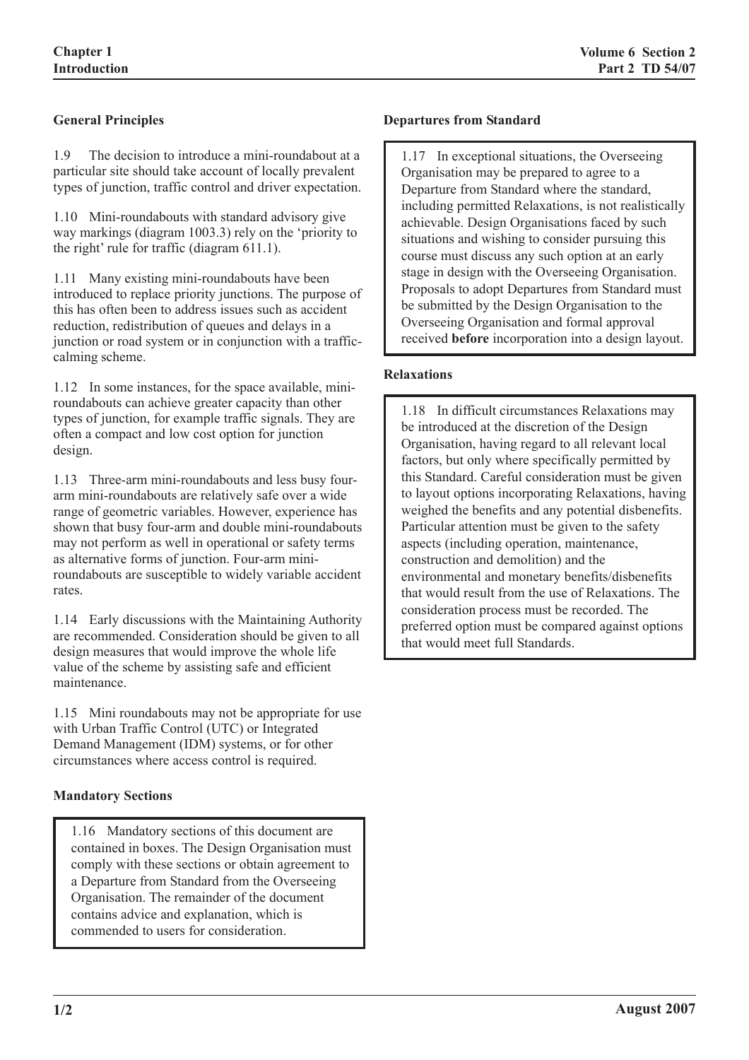## General Principles

1.9 The decision to introduce a mini-roundabout at a particular site should take account of locally prevalent types of junction, traffic control and driver expectation.

1.10 Mini-roundabouts with standard advisory give way markings (diagram 1003.3) rely on the 'priority to the right' rule for traffic (diagram 611.1).

1.11 Many existing mini-roundabouts have been introduced to replace priority junctions. The purpose of this has often been to address issues such as accident reduction, redistribution of queues and delays in a junction or road system or in conjunction with a traffic-calming scheme.

1.12 In some instances, for the space available, mini-roundabouts can achieve greater capacity than other types of junction, for example traffic signals. They are often a compact and low cost option for junction design.

1.13 Three-arm mini-roundabouts and less busy four-arm mini-roundabouts are relatively safe over a wide range of geometric variables. However, experience has shown that busy four-arm and double mini-roundabouts may not perform as well in operational or safety terms as alternative forms of junction. Four-arm mini-roundabouts are susceptible to widely variable accident rates.

1.14 Early discussions with the Maintaining Authority are recommended. Consideration should be given to all design measures that would improve the whole life value of the scheme by assisting safe and efficient maintenance.

1.15 Mini roundabouts may not be appropriate for use with Urban Traffic Control (UTC) or Integrated Demand Management (IDM) systems, or for other circumstances where access control is required.

## Mandatory Sections

1.16 Mandatory sections of this document are contained in boxes. The Design Organisation must comply with these sections or obtain agreement to a Departure from Standard from the Overseeing Organisation. The remainder of the document contains advice and explanation, which is commended to users for consideration.

## Departures from Standard

1.17 In exceptional situations, the Overseeing Organisation may be prepared to agree to a Departure from Standard where the standard, including permitted Relaxations, is not realistically achievable. Design Organisations faced by such situations and wishing to consider pursuing this course must discuss any such option at an early stage in design with the Overseeing Organisation. Proposals to adopt Departures from Standard must be submitted by the Design Organisation to the Overseeing Organisation and formal approval received **before** incorporation into a design layout.

## Relaxations

1.18 In difficult circumstances Relaxations may be introduced at the discretion of the Design Organisation, having regard to all relevant local factors, but only where specifically permitted by this Standard. Careful consideration must be given to layout options incorporating Relaxations, having weighed the benefits and any potential disbenefits. Particular attention must be given to the safety aspects (including operation, maintenance, construction and demolition) and the environmental and monetary benefits/disbenefits that would result from the use of Relaxations. The consideration process must be recorded. The preferred option must be compared against options that would meet full Standards.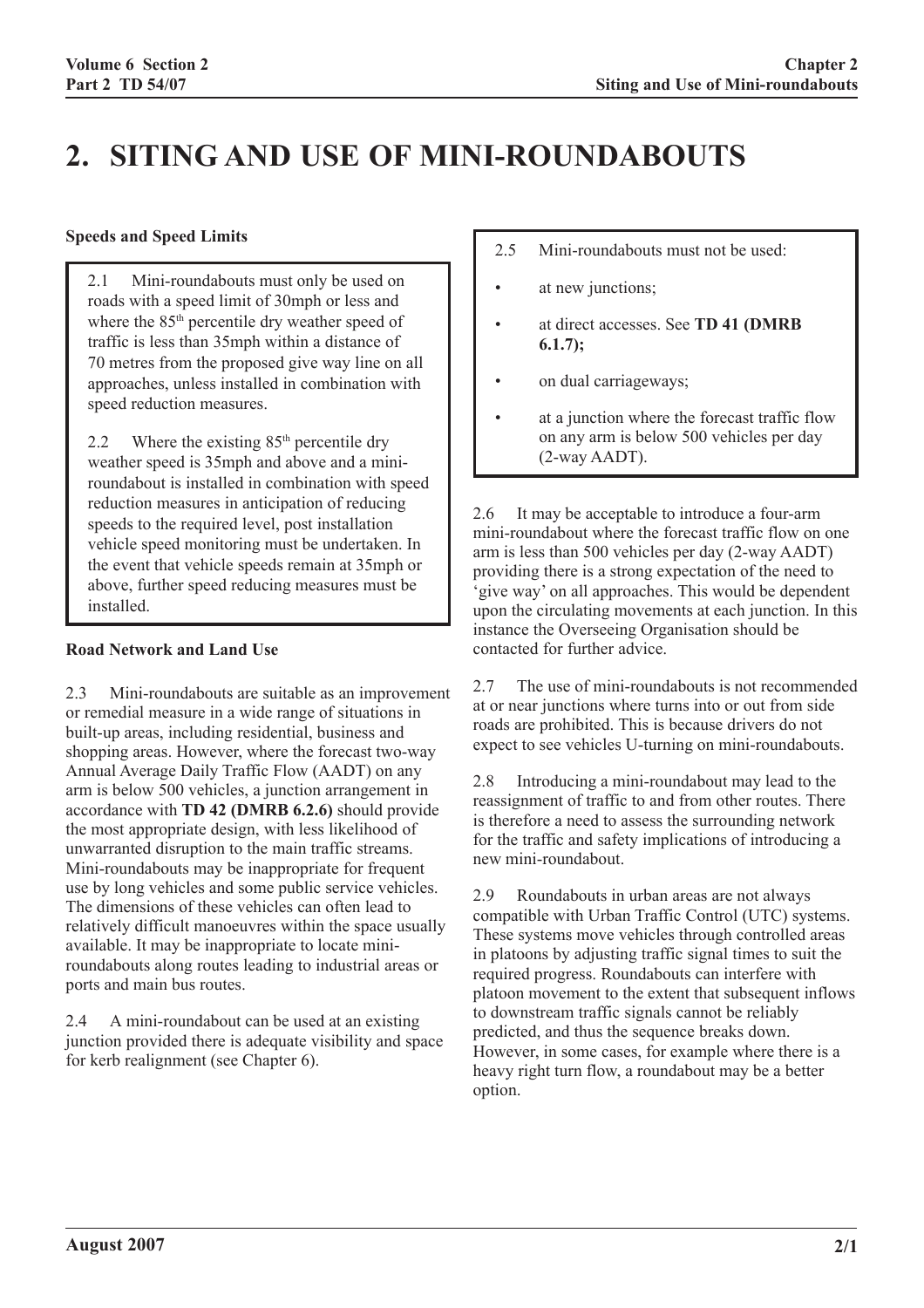# 2. SITING AND USE OF MINI-ROUNDABOUTS

### Speeds and Speed Limits

2.1 Mini-roundabouts must only be used on roads with a speed limit of 30mph or less and where the 85th percentile dry weather speed of traffic is less than 35mph within a distance of 70 metres from the proposed give way line on all approaches, unless installed in combination with speed reduction measures.

2.2 Where the existing 85th percentile dry weather speed is 35mph and above and a mini-roundabout is installed in combination with speed reduction measures in anticipation of reducing speeds to the required level, post installation vehicle speed monitoring must be undertaken. In the event that vehicle speeds remain at 35mph or above, further speed reducing measures must be installed.

### Road Network and Land Use

2.3 Mini-roundabouts are suitable as an improvement or remedial measure in a wide range of situations in built-up areas, including residential, business and shopping areas. However, where the forecast two-way Annual Average Daily Traffic Flow (AADT) on any arm is below 500 vehicles, a junction arrangement in accordance with **TD 42 (DMRB 6.2.6)** should provide the most appropriate design, with less likelihood of unwarranted disruption to the main traffic streams. Mini-roundabouts may be inappropriate for frequent use by long vehicles and some public service vehicles. The dimensions of these vehicles can often lead to relatively difficult manoeuvres within the space usually available. It may be inappropriate to locate mini-roundabouts along routes leading to industrial areas or ports and main bus routes.

2.4 A mini-roundabout can be used at an existing junction provided there is adequate visibility and space for kerb realignment (see Chapter 6).

2.5 Mini-roundabouts must not be used:

- at new junctions;
- at direct accesses. See **TD 41 (DMRB 6.1.7);**
- on dual carriageways;
- at a junction where the forecast traffic flow on any arm is below 500 vehicles per day (2-way AADT).

2.6 It may be acceptable to introduce a four-arm mini-roundabout where the forecast traffic flow on one arm is less than 500 vehicles per day (2-way AADT) providing there is a strong expectation of the need to 'give way' on all approaches. This would be dependent upon the circulating movements at each junction. In this instance the Overseeing Organisation should be contacted for further advice.

2.7 The use of mini-roundabouts is not recommended at or near junctions where turns into or out from side roads are prohibited. This is because drivers do not expect to see vehicles U-turning on mini-roundabouts.

2.8 Introducing a mini-roundabout may lead to the reassignment of traffic to and from other routes. There is therefore a need to assess the surrounding network for the traffic and safety implications of introducing a new mini-roundabout.

2.9 Roundabouts in urban areas are not always compatible with Urban Traffic Control (UTC) systems. These systems move vehicles through controlled areas in platoons by adjusting traffic signal times to suit the required progress. Roundabouts can interfere with platoon movement to the extent that subsequent inflows to downstream traffic signals cannot be reliably predicted, and thus the sequence breaks down. However, in some cases, for example where there is a heavy right turn flow, a roundabout may be a better option.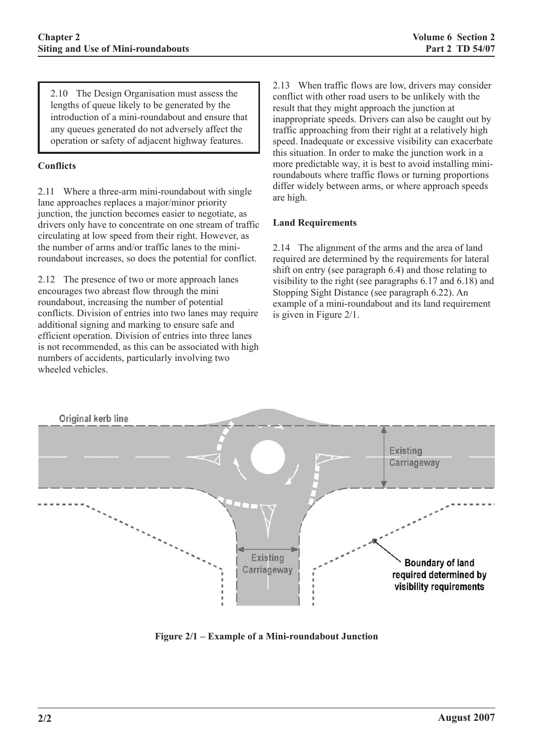2.10 The Design Organisation must assess the lengths of queue likely to be generated by the introduction of a mini-roundabout and ensure that any queues generated do not adversely affect the operation or safety of adjacent highway features.

**Conflicts**

2.11 Where a three-arm mini-roundabout with single lane approaches replaces a major/minor priority junction, the junction becomes easier to negotiate, as drivers only have to concentrate on one stream of traffic circulating at low speed from their right. However, as the number of arms and/or traffic lanes to the mini-roundabout increases, so does the potential for conflict.

2.12 The presence of two or more approach lanes encourages two abreast flow through the mini roundabout, increasing the number of potential conflicts. Division of entries into two lanes may require additional signing and marking to ensure safe and efficient operation. Division of entries into three lanes is not recommended, as this can be associated with high numbers of accidents, particularly involving two wheeled vehicles.

2.13 When traffic flows are low, drivers may consider conflict with other road users to be unlikely with the result that they might approach the junction at inappropriate speeds. Drivers can also be caught out by traffic approaching from their right at a relatively high speed. Inadequate or excessive visibility can exacerbate this situation. In order to make the junction work in a more predictable way, it is best to avoid installing mini-roundabouts where traffic flows or turning proportions differ widely between arms, or where approach speeds are high.

**Land Requirements**

2.14 The alignment of the arms and the area of land required are determined by the requirements for lateral shift on entry (see paragraph 6.4) and those relating to visibility to the right (see paragraphs 6.17 and 6.18) and Stopping Sight Distance (see paragraph 6.22). An example of a mini-roundabout and its land requirement is given in Figure 2/1.

Original kerb line

Existing Carriageway

Existing Carriageway

Boundary of land required determined by visibility requirements

**Figure 2/1 – Example of a Mini-roundabout Junction**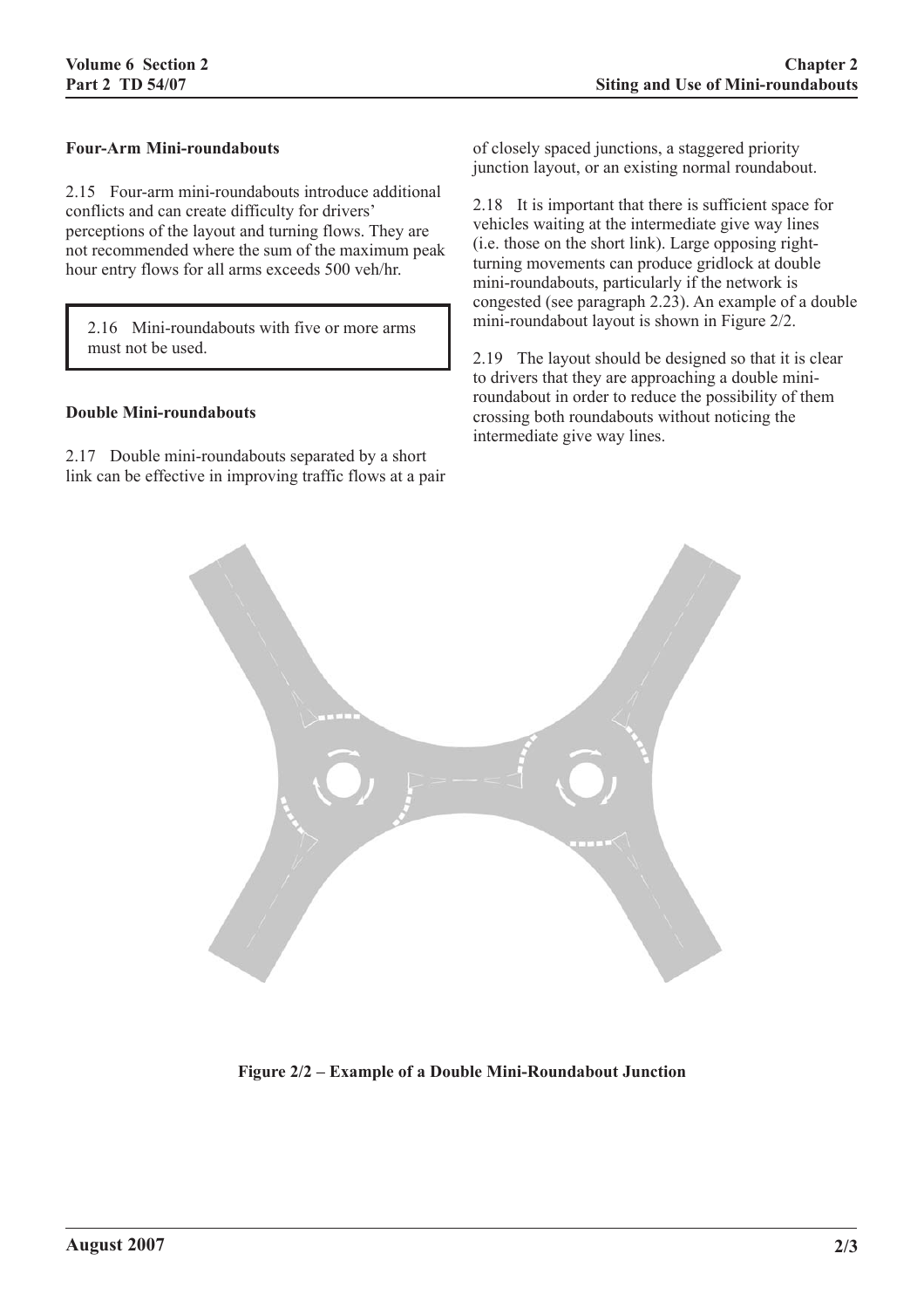### Four-Arm Mini-roundabouts

2.15 Four-arm mini-roundabouts introduce additional conflicts and can create difficulty for drivers' perceptions of the layout and turning flows. They are not recommended where the sum of the maximum peak hour entry flows for all arms exceeds 500 veh/hr.

> 2.16 Mini-roundabouts with five or more arms must not be used.

### Double Mini-roundabouts

2.17 Double mini-roundabouts separated by a short link can be effective in improving traffic flows at a pair of closely spaced junctions, a staggered priority junction layout, or an existing normal roundabout.

2.18 It is important that there is sufficient space for vehicles waiting at the intermediate give way lines (i.e. those on the short link). Large opposing right-turning movements can produce gridlock at double mini-roundabouts, particularly if the network is congested (see paragraph 2.23). An example of a double mini-roundabout layout is shown in Figure 2/2.

2.19 The layout should be designed so that it is clear to drivers that they are approaching a double mini-roundabout in order to reduce the possibility of them crossing both roundabouts without noticing the intermediate give way lines.

**Figure 2/2 – Example of a Double Mini-Roundabout Junction**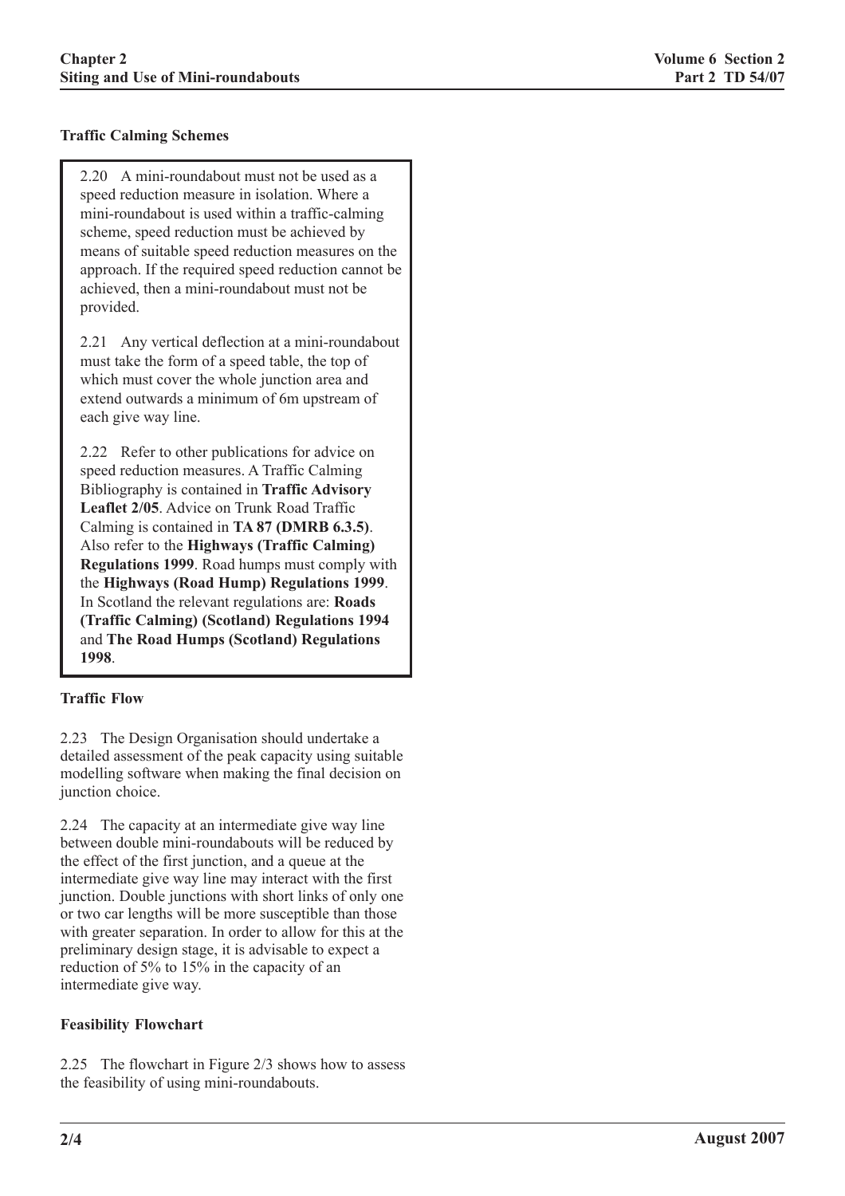### Traffic Calming Schemes

2.20 A mini-roundabout must not be used as a speed reduction measure in isolation. Where a mini-roundabout is used within a traffic-calming scheme, speed reduction must be achieved by means of suitable speed reduction measures on the approach. If the required speed reduction cannot be achieved, then a mini-roundabout must not be provided.

2.21 Any vertical deflection at a mini-roundabout must take the form of a speed table, the top of which must cover the whole junction area and extend outwards a minimum of 6m upstream of each give way line.

2.22 Refer to other publications for advice on speed reduction measures. A Traffic Calming Bibliography is contained in **Traffic Advisory Leaflet 2/05**. Advice on Trunk Road Traffic Calming is contained in **TA 87 (DMRB 6.3.5)**. Also refer to the **Highways (Traffic Calming) Regulations 1999**. Road humps must comply with the **Highways (Road Hump) Regulations 1999**. In Scotland the relevant regulations are: **Roads (Traffic Calming) (Scotland) Regulations 1994** and **The Road Humps (Scotland) Regulations 1998**.

### Traffic Flow

2.23 The Design Organisation should undertake a detailed assessment of the peak capacity using suitable modelling software when making the final decision on junction choice.

2.24 The capacity at an intermediate give way line between double mini-roundabouts will be reduced by the effect of the first junction, and a queue at the intermediate give way line may interact with the first junction. Double junctions with short links of only one or two car lengths will be more susceptible than those with greater separation. In order to allow for this at the preliminary design stage, it is advisable to expect a reduction of 5% to 15% in the capacity of an intermediate give way.

### Feasibility Flowchart

2.25 The flowchart in Figure 2/3 shows how to assess the feasibility of using mini-roundabouts.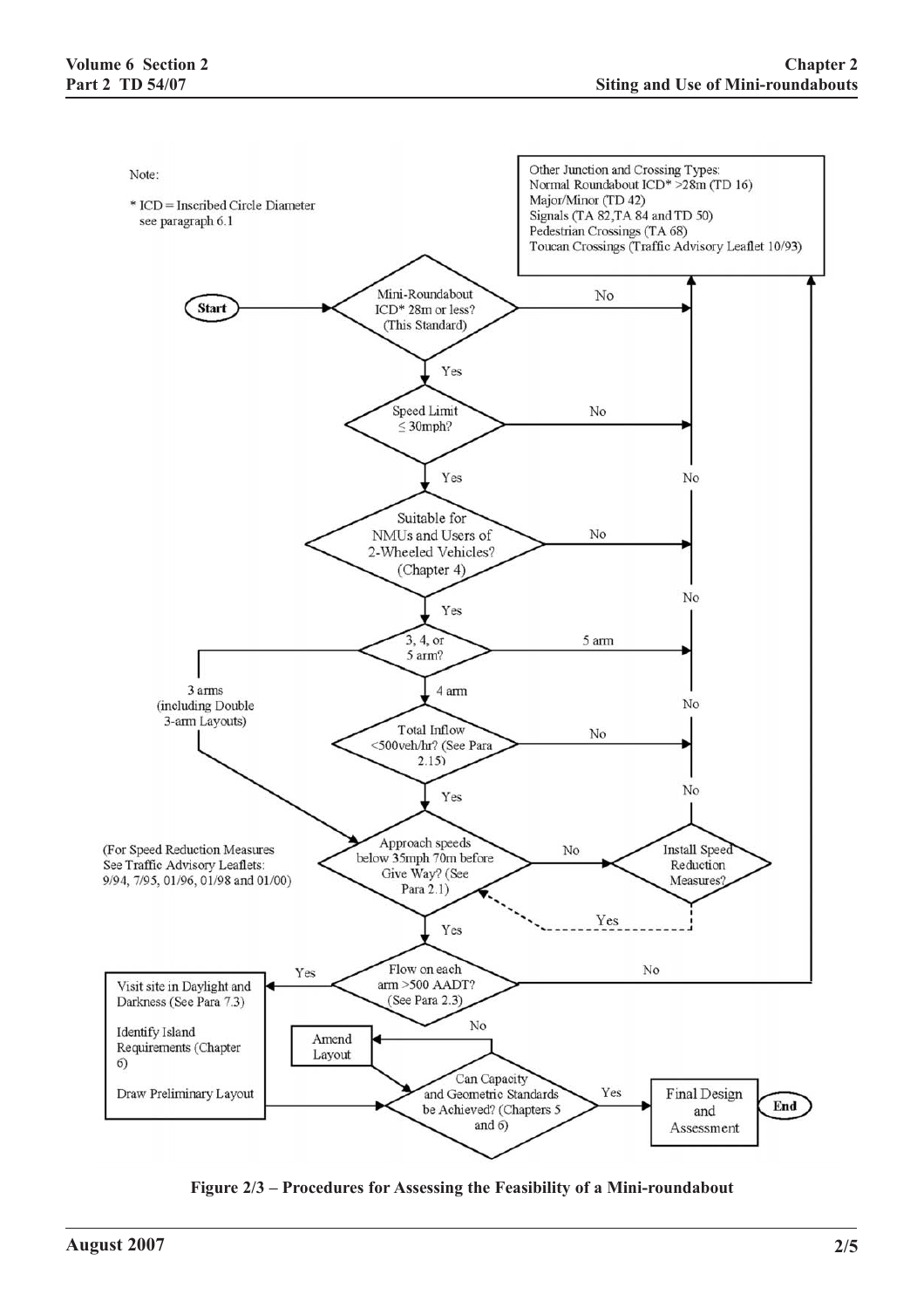Note:

* ICD = Inscribed Circle Diameter see paragraph 6.1

Other Junction and Crossing Types:
Normal Roundabout ICD* >28m (TD 16)
Major/Minor (TD 42)
Signals (TA 82, TA 84 and TD 50)
Pedestrian Crossings (TA 68)
Toucan Crossings (Traffic Advisory Leaflet 10/93)

Start

Mini-Roundabout ICD* 28m or less? (This Standard) — No / Yes

Speed Limit ≤ 30mph? — No / Yes

Suitable for NMUs and Users of 2-Wheeled Vehicles? (Chapter 4) — No / Yes

3, 4, or 5 arm? — 5 arm / 4 arm / 3 arms (including Double 3-arm Layouts)

Total Inflow <500veh/hr? (See Para 2.15) — No / Yes

Approach speeds below 35mph 70m before Give Way? (See Para 2.1) — No / Yes

Install Speed Reduction Measures? — No / Yes

(For Speed Reduction Measures See Traffic Advisory Leaflets: 9/94, 7/95, 01/96, 01/98 and 01/00)

Flow on each arm >500 AADT? (See Para 2.3) — No / Yes

Visit site in Daylight and Darkness (See Para 7.3)

Identify Island Requirements (Chapter 6)

Draw Preliminary Layout

Can Capacity and Geometric Standards be Achieved? (Chapters 5 and 6) — No / Yes

Amend Layout

Final Design and Assessment

End

**Figure 2/3 – Procedures for Assessing the Feasibility of a Mini-roundabout**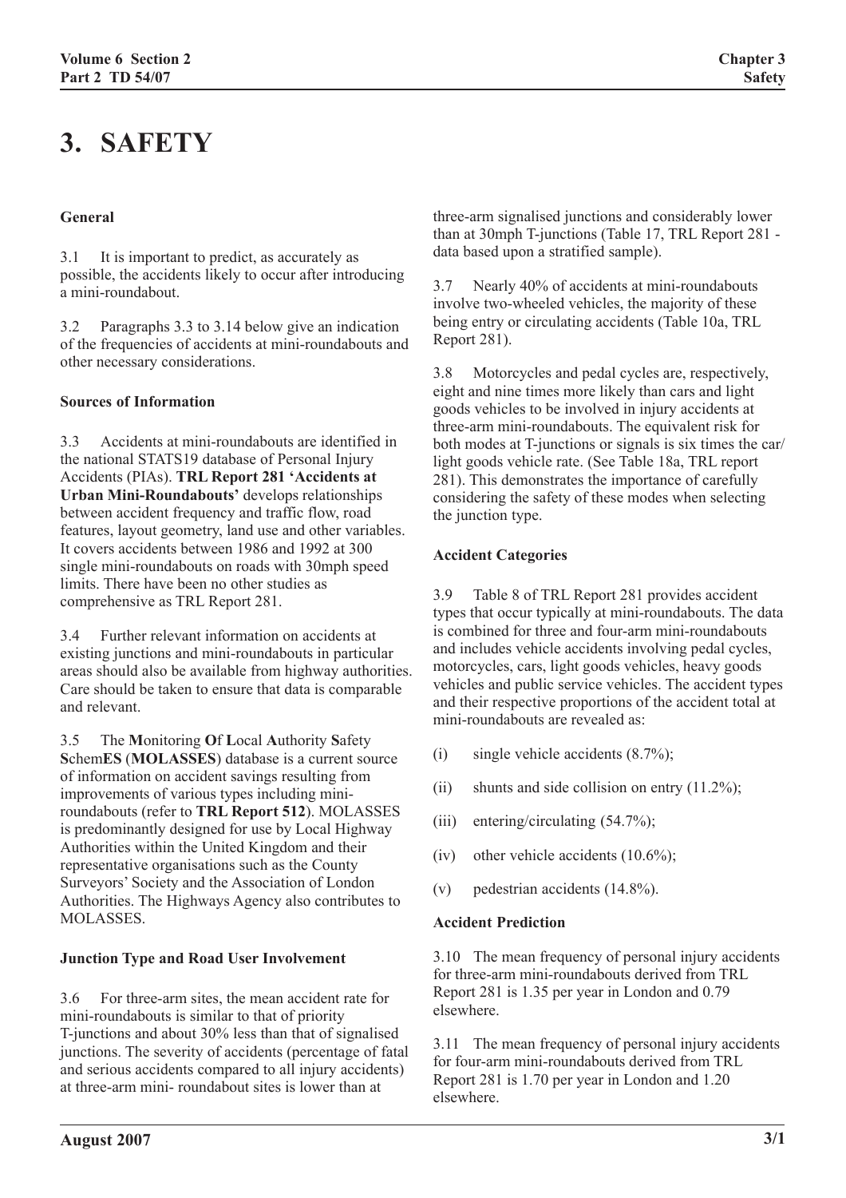# 3. SAFETY

### General

3.1 It is important to predict, as accurately as possible, the accidents likely to occur after introducing a mini-roundabout.

3.2 Paragraphs 3.3 to 3.14 below give an indication of the frequencies of accidents at mini-roundabouts and other necessary considerations.

### Sources of Information

3.3 Accidents at mini-roundabouts are identified in the national STATS19 database of Personal Injury Accidents (PIAs). **TRL Report 281 'Accidents at Urban Mini-Roundabouts'** develops relationships between accident frequency and traffic flow, road features, layout geometry, land use and other variables. It covers accidents between 1986 and 1992 at 300 single mini-roundabouts on roads with 30mph speed limits. There have been no other studies as comprehensive as TRL Report 281.

3.4 Further relevant information on accidents at existing junctions and mini-roundabouts in particular areas should also be available from highway authorities. Care should be taken to ensure that data is comparable and relevant.

3.5 The **M**onitoring **O**f **L**ocal **A**uthority **S**afety **S**chem**ES** (**MOLASSES**) database is a current source of information on accident savings resulting from improvements of various types including mini-roundabouts (refer to **TRL Report 512**). MOLASSES is predominantly designed for use by Local Highway Authorities within the United Kingdom and their representative organisations such as the County Surveyors' Society and the Association of London Authorities. The Highways Agency also contributes to MOLASSES.

### Junction Type and Road User Involvement

3.6 For three-arm sites, the mean accident rate for mini-roundabouts is similar to that of priority T-junctions and about 30% less than that of signalised junctions. The severity of accidents (percentage of fatal and serious accidents compared to all injury accidents) at three-arm mini- roundabout sites is lower than at three-arm signalised junctions and considerably lower than at 30mph T-junctions (Table 17, TRL Report 281 - data based upon a stratified sample).

3.7 Nearly 40% of accidents at mini-roundabouts involve two-wheeled vehicles, the majority of these being entry or circulating accidents (Table 10a, TRL Report 281).

3.8 Motorcycles and pedal cycles are, respectively, eight and nine times more likely than cars and light goods vehicles to be involved in injury accidents at three-arm mini-roundabouts. The equivalent risk for both modes at T-junctions or signals is six times the car/light goods vehicle rate. (See Table 18a, TRL report 281). This demonstrates the importance of carefully considering the safety of these modes when selecting the junction type.

### Accident Categories

3.9 Table 8 of TRL Report 281 provides accident types that occur typically at mini-roundabouts. The data is combined for three and four-arm mini-roundabouts and includes vehicle accidents involving pedal cycles, motorcycles, cars, light goods vehicles, heavy goods vehicles and public service vehicles. The accident types and their respective proportions of the accident total at mini-roundabouts are revealed as:

(i) single vehicle accidents (8.7%);

(ii) shunts and side collision on entry (11.2%);

(iii) entering/circulating (54.7%);

(iv) other vehicle accidents (10.6%);

(v) pedestrian accidents (14.8%).

### Accident Prediction

3.10 The mean frequency of personal injury accidents for three-arm mini-roundabouts derived from TRL Report 281 is 1.35 per year in London and 0.79 elsewhere.

3.11 The mean frequency of personal injury accidents for four-arm mini-roundabouts derived from TRL Report 281 is 1.70 per year in London and 1.20 elsewhere.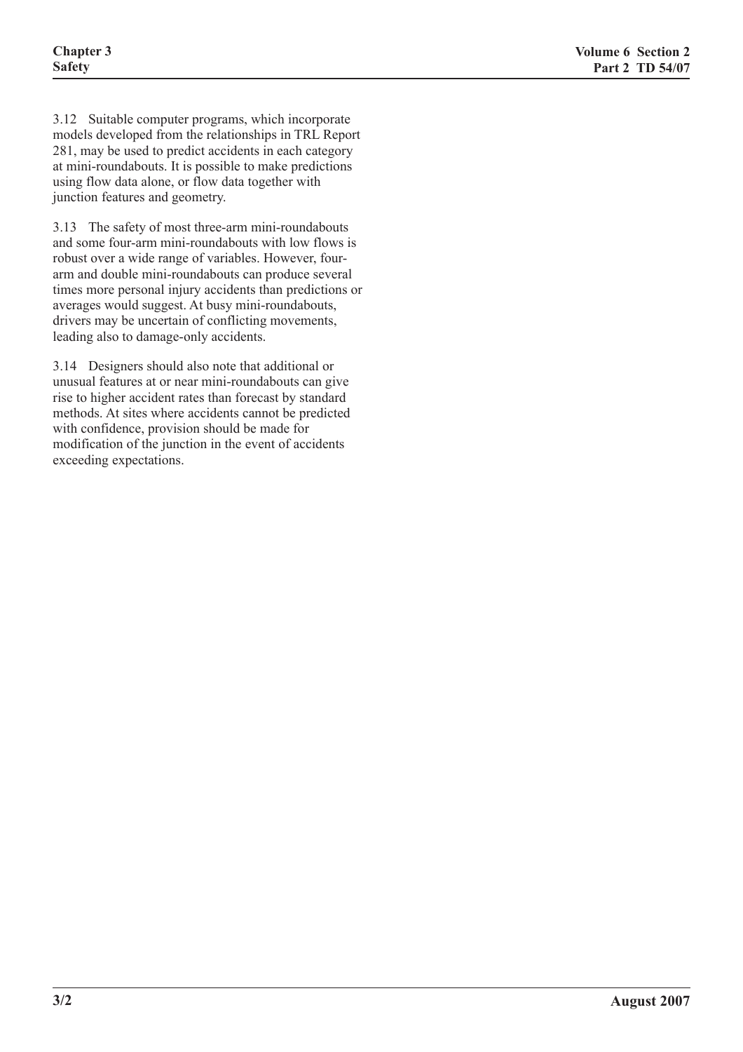3.12 Suitable computer programs, which incorporate models developed from the relationships in TRL Report 281, may be used to predict accidents in each category at mini-roundabouts. It is possible to make predictions using flow data alone, or flow data together with junction features and geometry.

3.13 The safety of most three-arm mini-roundabouts and some four-arm mini-roundabouts with low flows is robust over a wide range of variables. However, four-arm and double mini-roundabouts can produce several times more personal injury accidents than predictions or averages would suggest. At busy mini-roundabouts, drivers may be uncertain of conflicting movements, leading also to damage-only accidents.

3.14 Designers should also note that additional or unusual features at or near mini-roundabouts can give rise to higher accident rates than forecast by standard methods. At sites where accidents cannot be predicted with confidence, provision should be made for modification of the junction in the event of accidents exceeding expectations.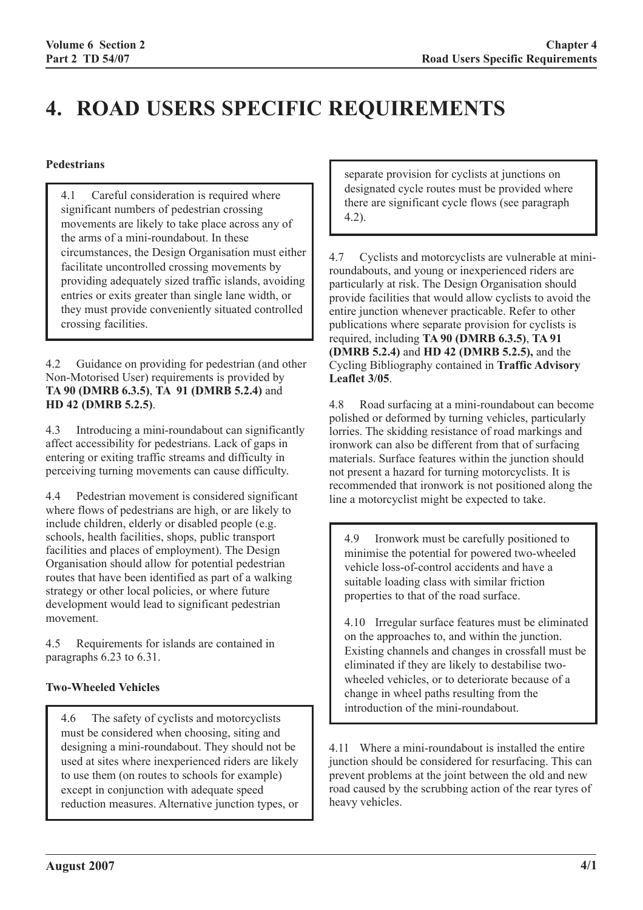# 4. ROAD USERS SPECIFIC REQUIREMENTS

### Pedestrians

4.1 Careful consideration is required where significant numbers of pedestrian crossing movements are likely to take place across any of the arms of a mini-roundabout. In these circumstances, the Design Organisation must either facilitate uncontrolled crossing movements by providing adequately sized traffic islands, avoiding entries or exits greater than single lane width, or they must provide conveniently situated controlled crossing facilities.

4.2 Guidance on providing for pedestrian (and other Non-Motorised User) requirements is provided by **TA 90 (DMRB 6.3.5)**, **TA 91 (DMRB 5.2.4)** and **HD 42 (DMRB 5.2.5)**.

4.3 Introducing a mini-roundabout can significantly affect accessibility for pedestrians. Lack of gaps in entering or exiting traffic streams and difficulty in perceiving turning movements can cause difficulty.

4.4 Pedestrian movement is considered significant where flows of pedestrians are high, or are likely to include children, elderly or disabled people (e.g. schools, health facilities, shops, public transport facilities and places of employment). The Design Organisation should allow for potential pedestrian routes that have been identified as part of a walking strategy or other local policies, or where future development would lead to significant pedestrian movement.

4.5 Requirements for islands are contained in paragraphs 6.23 to 6.31.

### Two-Wheeled Vehicles

4.6 The safety of cyclists and motorcyclists must be considered when choosing, siting and designing a mini-roundabout. They should not be used at sites where inexperienced riders are likely to use them (on routes to schools for example) except in conjunction with adequate speed reduction measures. Alternative junction types, or separate provision for cyclists at junctions on designated cycle routes must be provided where there are significant cycle flows (see paragraph 4.2).

4.7 Cyclists and motorcyclists are vulnerable at mini-roundabouts, and young or inexperienced riders are particularly at risk. The Design Organisation should provide facilities that would allow cyclists to avoid the entire junction whenever practicable. Refer to other publications where separate provision for cyclists is required, including **TA 90 (DMRB 6.3.5)**, **TA 91 (DMRB 5.2.4)** and **HD 42 (DMRB 5.2.5),** and the Cycling Bibliography contained in **Traffic Advisory Leaflet 3/05**.

4.8 Road surfacing at a mini-roundabout can become polished or deformed by turning vehicles, particularly lorries. The skidding resistance of road markings and ironwork can also be different from that of surfacing materials. Surface features within the junction should not present a hazard for turning motorcyclists. It is recommended that ironwork is not positioned along the line a motorcyclist might be expected to take.

4.9 Ironwork must be carefully positioned to minimise the potential for powered two-wheeled vehicle loss-of-control accidents and have a suitable loading class with similar friction properties to that of the road surface.

4.10 Irregular surface features must be eliminated on the approaches to, and within the junction. Existing channels and changes in crossfall must be eliminated if they are likely to destabilise two-wheeled vehicles, or to deteriorate because of a change in wheel paths resulting from the introduction of the mini-roundabout.

4.11 Where a mini-roundabout is installed the entire junction should be considered for resurfacing. This can prevent problems at the joint between the old and new road caused by the scrubbing action of the rear tyres of heavy vehicles.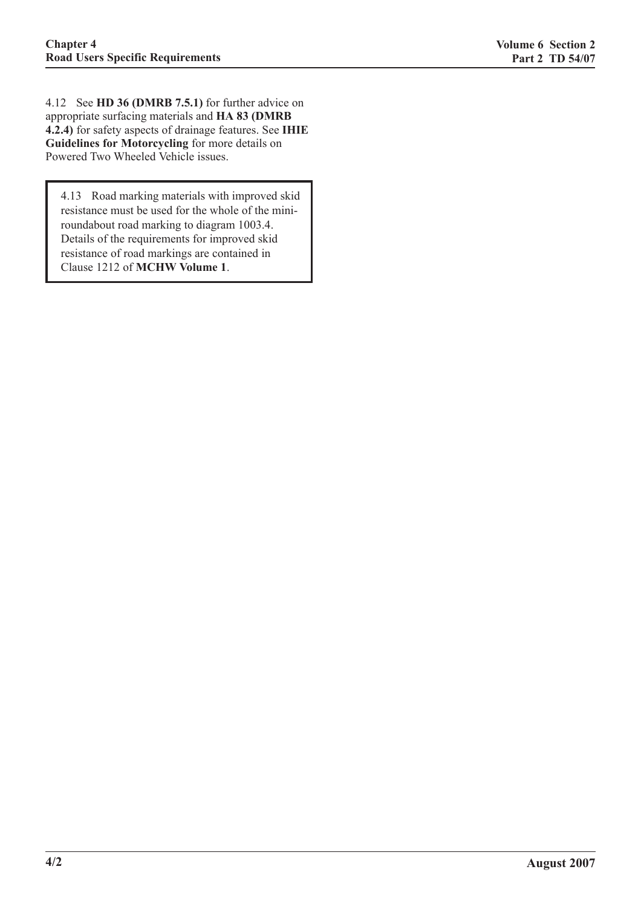4.12 See **HD 36 (DMRB 7.5.1)** for further advice on appropriate surfacing materials and **HA 83 (DMRB 4.2.4)** for safety aspects of drainage features. See **IHIE Guidelines for Motorcycling** for more details on Powered Two Wheeled Vehicle issues.

> 4.13 Road marking materials with improved skid resistance must be used for the whole of the mini-roundabout road marking to diagram 1003.4. Details of the requirements for improved skid resistance of road markings are contained in Clause 1212 of **MCHW Volume 1**.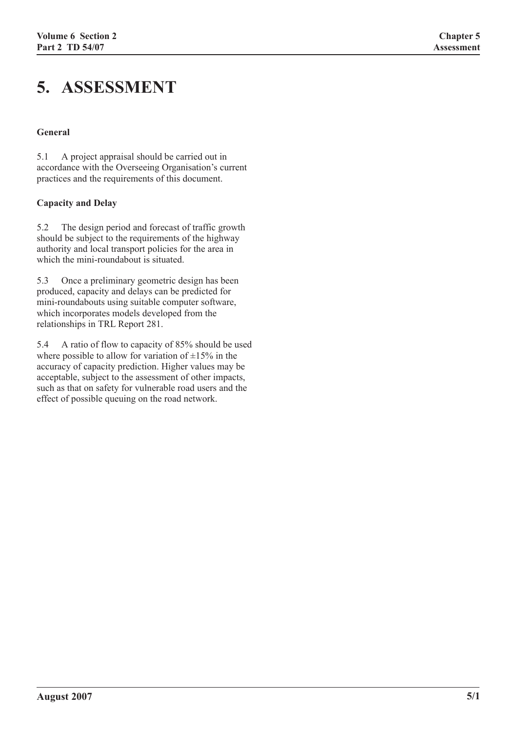# 5. ASSESSMENT

### General

5.1 A project appraisal should be carried out in accordance with the Overseeing Organisation's current practices and the requirements of this document.

### Capacity and Delay

5.2 The design period and forecast of traffic growth should be subject to the requirements of the highway authority and local transport policies for the area in which the mini-roundabout is situated.

5.3 Once a preliminary geometric design has been produced, capacity and delays can be predicted for mini-roundabouts using suitable computer software, which incorporates models developed from the relationships in TRL Report 281.

5.4 A ratio of flow to capacity of 85% should be used where possible to allow for variation of ±15% in the accuracy of capacity prediction. Higher values may be acceptable, subject to the assessment of other impacts, such as that on safety for vulnerable road users and the effect of possible queuing on the road network.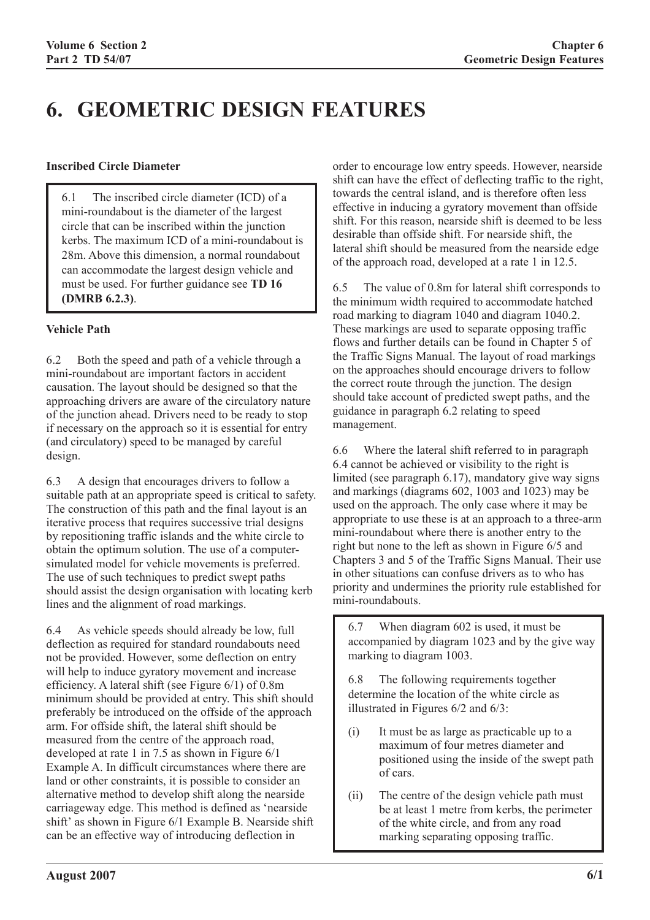# 6. GEOMETRIC DESIGN FEATURES

### Inscribed Circle Diameter

6.1 The inscribed circle diameter (ICD) of a mini-roundabout is the diameter of the largest circle that can be inscribed within the junction kerbs. The maximum ICD of a mini-roundabout is 28m. Above this dimension, a normal roundabout can accommodate the largest design vehicle and must be used. For further guidance see **TD 16 (DMRB 6.2.3)**.

### Vehicle Path

6.2 Both the speed and path of a vehicle through a mini-roundabout are important factors in accident causation. The layout should be designed so that the approaching drivers are aware of the circulatory nature of the junction ahead. Drivers need to be ready to stop if necessary on the approach so it is essential for entry (and circulatory) speed to be managed by careful design.

6.3 A design that encourages drivers to follow a suitable path at an appropriate speed is critical to safety. The construction of this path and the final layout is an iterative process that requires successive trial designs by repositioning traffic islands and the white circle to obtain the optimum solution. The use of a computer-simulated model for vehicle movements is preferred. The use of such techniques to predict swept paths should assist the design organisation with locating kerb lines and the alignment of road markings.

6.4 As vehicle speeds should already be low, full deflection as required for standard roundabouts need not be provided. However, some deflection on entry will help to induce gyratory movement and increase efficiency. A lateral shift (see Figure 6/1) of 0.8m minimum should be provided at entry. This shift should preferably be introduced on the offside of the approach arm. For offside shift, the lateral shift should be measured from the centre of the approach road, developed at rate 1 in 7.5 as shown in Figure 6/1 Example A. In difficult circumstances where there are land or other constraints, it is possible to consider an alternative method to develop shift along the nearside carriageway edge. This method is defined as 'nearside shift' as shown in Figure 6/1 Example B. Nearside shift can be an effective way of introducing deflection in order to encourage low entry speeds. However, nearside shift can have the effect of deflecting traffic to the right, towards the central island, and is therefore often less effective in inducing a gyratory movement than offside shift. For this reason, nearside shift is deemed to be less desirable than offside shift. For nearside shift, the lateral shift should be measured from the nearside edge of the approach road, developed at a rate 1 in 12.5.

6.5 The value of 0.8m for lateral shift corresponds to the minimum width required to accommodate hatched road marking to diagram 1040 and diagram 1040.2. These markings are used to separate opposing traffic flows and further details can be found in Chapter 5 of the Traffic Signs Manual. The layout of road markings on the approaches should encourage drivers to follow the correct route through the junction. The design should take account of predicted swept paths, and the guidance in paragraph 6.2 relating to speed management.

6.6 Where the lateral shift referred to in paragraph 6.4 cannot be achieved or visibility to the right is limited (see paragraph 6.17), mandatory give way signs and markings (diagrams 602, 1003 and 1023) may be used on the approach. The only case where it may be appropriate to use these is at an approach to a three-arm mini-roundabout where there is another entry to the right but none to the left as shown in Figure 6/5 and Chapters 3 and 5 of the Traffic Signs Manual. Their use in other situations can confuse drivers as to who has priority and undermines the priority rule established for mini-roundabouts.

6.7 When diagram 602 is used, it must be accompanied by diagram 1023 and by the give way marking to diagram 1003.

6.8 The following requirements together determine the location of the white circle as illustrated in Figures 6/2 and 6/3:

(i) It must be as large as practicable up to a maximum of four metres diameter and positioned using the inside of the swept path of cars.

(ii) The centre of the design vehicle path must be at least 1 metre from kerbs, the perimeter of the white circle, and from any road marking separating opposing traffic.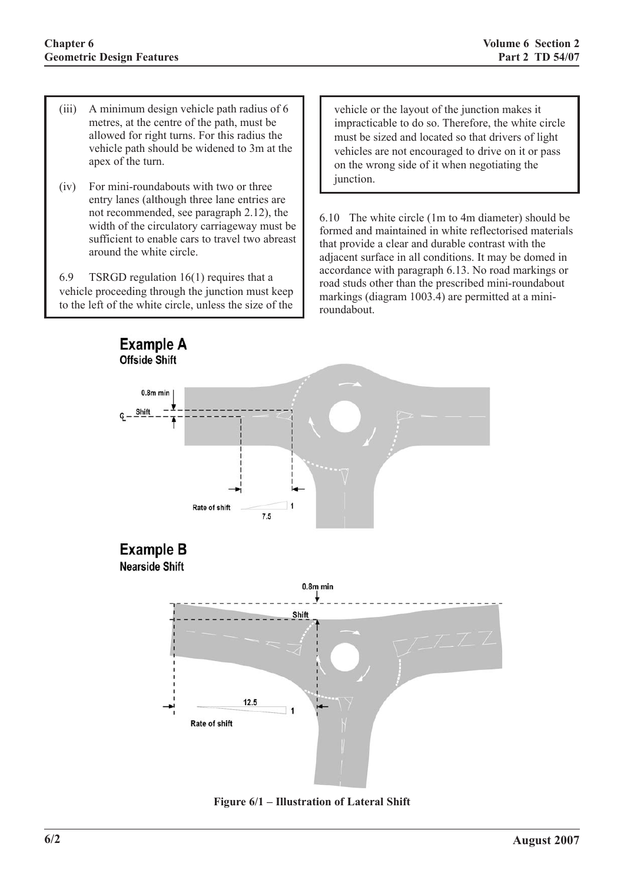(iii) A minimum design vehicle path radius of 6 metres, at the centre of the path, must be allowed for right turns. For this radius the vehicle path should be widened to 3m at the apex of the turn.

(iv) For mini-roundabouts with two or three entry lanes (although three lane entries are not recommended, see paragraph 2.12), the width of the circulatory carriageway must be sufficient to enable cars to travel two abreast around the white circle.

6.9 TSRGD regulation 16(1) requires that a vehicle proceeding through the junction must keep to the left of the white circle, unless the size of the vehicle or the layout of the junction makes it impracticable to do so. Therefore, the white circle must be sized and located so that drivers of light vehicles are not encouraged to drive on it or pass on the wrong side of it when negotiating the junction.

6.10 The white circle (1m to 4m diameter) should be formed and maintained in white reflectorised materials that provide a clear and durable contrast with the adjacent surface in all conditions. It may be domed in accordance with paragraph 6.13. No road markings or road studs other than the prescribed mini-roundabout markings (diagram 1003.4) are permitted at a mini-roundabout.

**Example A**
**Offside Shift**

0.8m min

Shift

Rate of shift 1 : 7.5

**Example B**
**Nearside Shift**

0.8m min

Shift

Rate of shift 12.5 : 1

**Figure 6/1 – Illustration of Lateral Shift**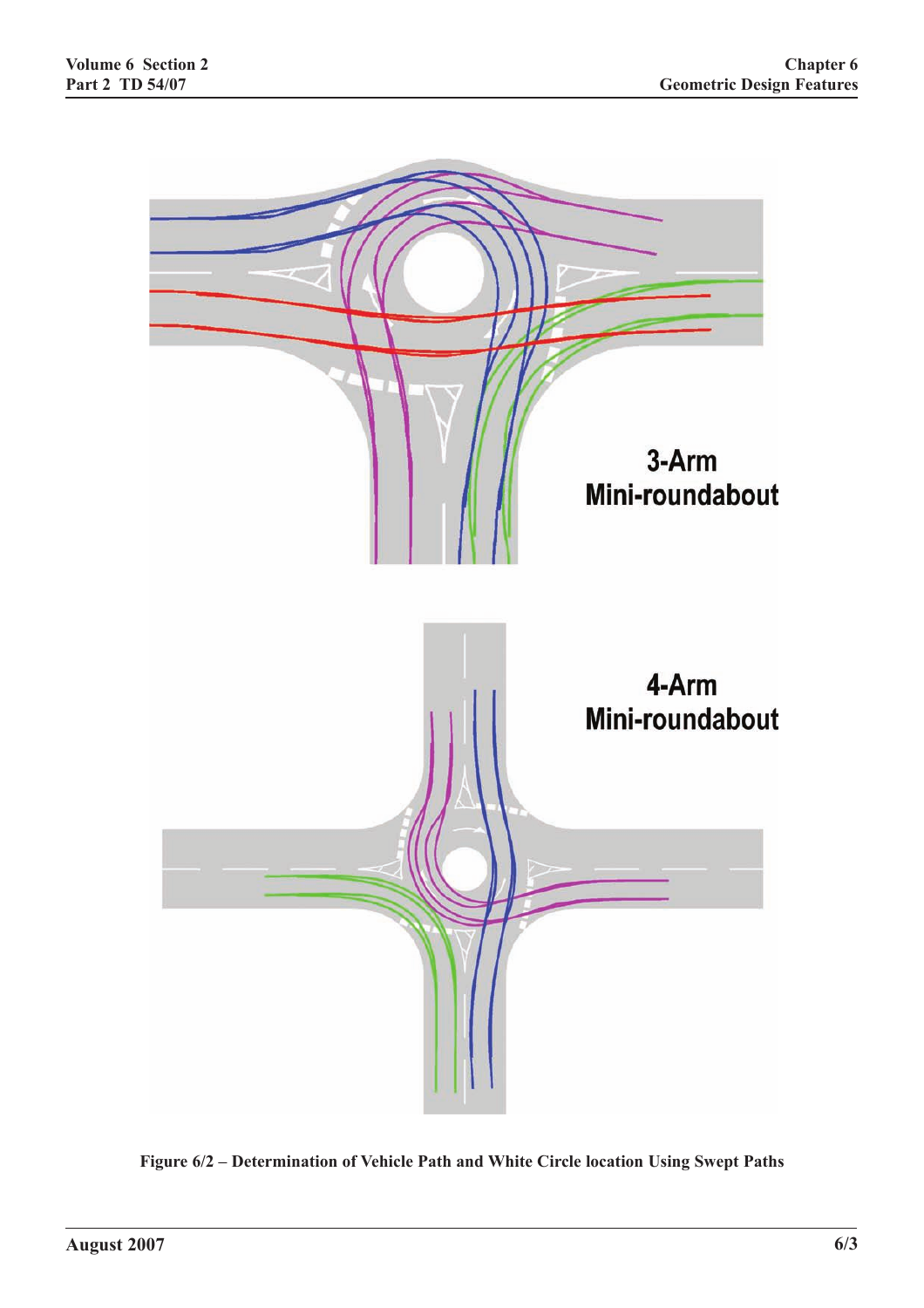3-Arm Mini-roundabout

4-Arm Mini-roundabout

**Figure 6/2 – Determination of Vehicle Path and White Circle location Using Swept Paths**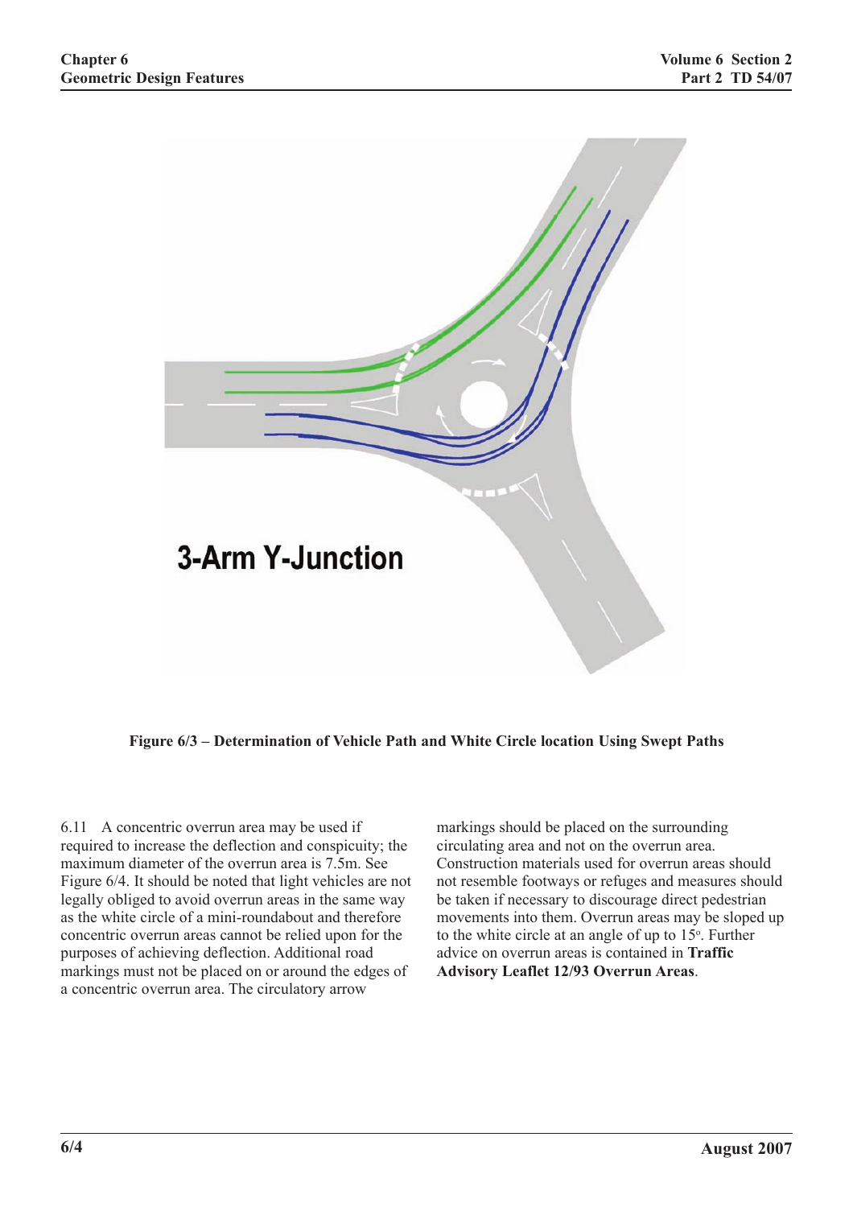3-Arm Y-Junction

**Figure 6/3 – Determination of Vehicle Path and White Circle location Using Swept Paths**

6.11 A concentric overrun area may be used if required to increase the deflection and conspicuity; the maximum diameter of the overrun area is 7.5m. See Figure 6/4. It should be noted that light vehicles are not legally obliged to avoid overrun areas in the same way as the white circle of a mini-roundabout and therefore concentric overrun areas cannot be relied upon for the purposes of achieving deflection. Additional road markings must not be placed on or around the edges of a concentric overrun area. The circulatory arrow markings should be placed on the surrounding circulating area and not on the overrun area. Construction materials used for overrun areas should not resemble footways or refuges and measures should be taken if necessary to discourage direct pedestrian movements into them. Overrun areas may be sloped up to the white circle at an angle of up to 15°. Further advice on overrun areas is contained in **Traffic Advisory Leaflet 12/93 Overrun Areas**.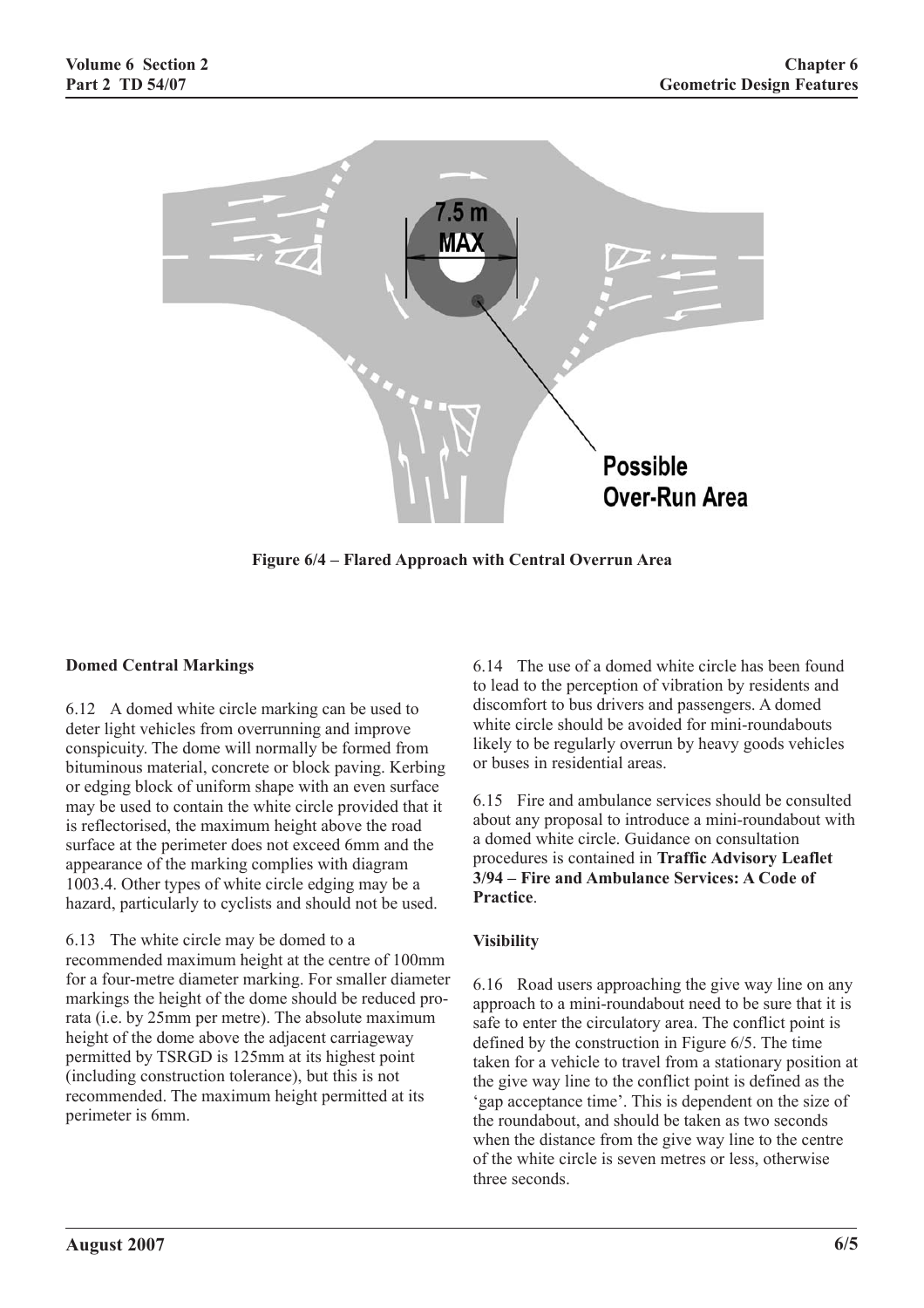**Figure 6/4 – Flared Approach with Central Overrun Area**

### Domed Central Markings

6.12 A domed white circle marking can be used to deter light vehicles from overrunning and improve conspicuity. The dome will normally be formed from bituminous material, concrete or block paving. Kerbing or edging block of uniform shape with an even surface may be used to contain the white circle provided that it is reflectorised, the maximum height above the road surface at the perimeter does not exceed 6mm and the appearance of the marking complies with diagram 1003.4. Other types of white circle edging may be a hazard, particularly to cyclists and should not be used.

6.13 The white circle may be domed to a recommended maximum height at the centre of 100mm for a four-metre diameter marking. For smaller diameter markings the height of the dome should be reduced pro-rata (i.e. by 25mm per metre). The absolute maximum height of the dome above the adjacent carriageway permitted by TSRGD is 125mm at its highest point (including construction tolerance), but this is not recommended. The maximum height permitted at its perimeter is 6mm.

6.14 The use of a domed white circle has been found to lead to the perception of vibration by residents and discomfort to bus drivers and passengers. A domed white circle should be avoided for mini-roundabouts likely to be regularly overrun by heavy goods vehicles or buses in residential areas.

6.15 Fire and ambulance services should be consulted about any proposal to introduce a mini-roundabout with a domed white circle. Guidance on consultation procedures is contained in **Traffic Advisory Leaflet 3/94 – Fire and Ambulance Services: A Code of Practice**.

### Visibility

6.16 Road users approaching the give way line on any approach to a mini-roundabout need to be sure that it is safe to enter the circulatory area. The conflict point is defined by the construction in Figure 6/5. The time taken for a vehicle to travel from a stationary position at the give way line to the conflict point is defined as the 'gap acceptance time'. This is dependent on the size of the roundabout, and should be taken as two seconds when the distance from the give way line to the centre of the white circle is seven metres or less, otherwise three seconds.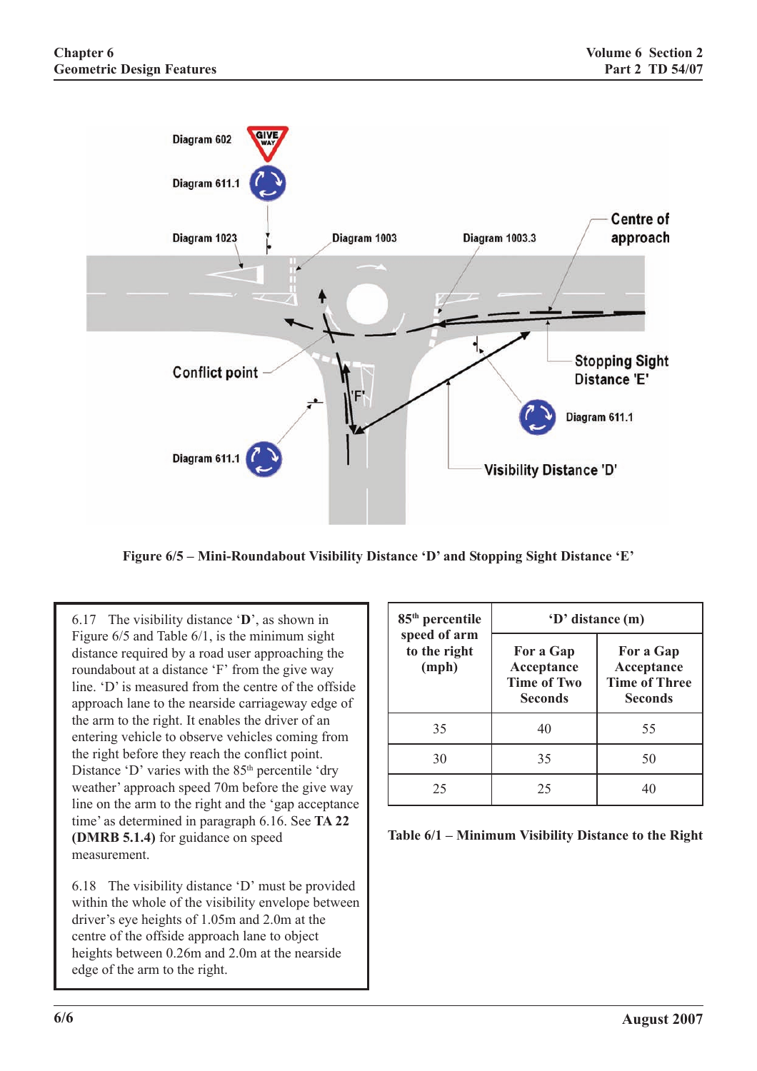Figure 6/5 – Mini-Roundabout Visibility Distance 'D' and Stopping Sight Distance 'E'

6.17 The visibility distance '**D**', as shown in Figure 6/5 and Table 6/1, is the minimum sight distance required by a road user approaching the roundabout at a distance 'F' from the give way line. 'D' is measured from the centre of the offside approach lane to the nearside carriageway edge of the arm to the right. It enables the driver of an entering vehicle to observe vehicles coming from the right before they reach the conflict point. Distance 'D' varies with the 85th percentile 'dry weather' approach speed 70m before the give way line on the arm to the right and the 'gap acceptance time' as determined in paragraph 6.16. See **TA 22 (DMRB 5.1.4)** for guidance on speed measurement.

6.18 The visibility distance 'D' must be provided within the whole of the visibility envelope between driver's eye heights of 1.05m and 2.0m at the centre of the offside approach lane to object heights between 0.26m and 2.0m at the nearside edge of the arm to the right.

| 85th percentile speed of arm to the right (mph) | 'D' distance (m) | |
|---|---|---|
| | For a Gap Acceptance Time of Two Seconds | For a Gap Acceptance Time of Three Seconds |
| 35 | 40 | 55 |
| 30 | 35 | 50 |
| 25 | 25 | 40 |

**Table 6/1 – Minimum Visibility Distance to the Right**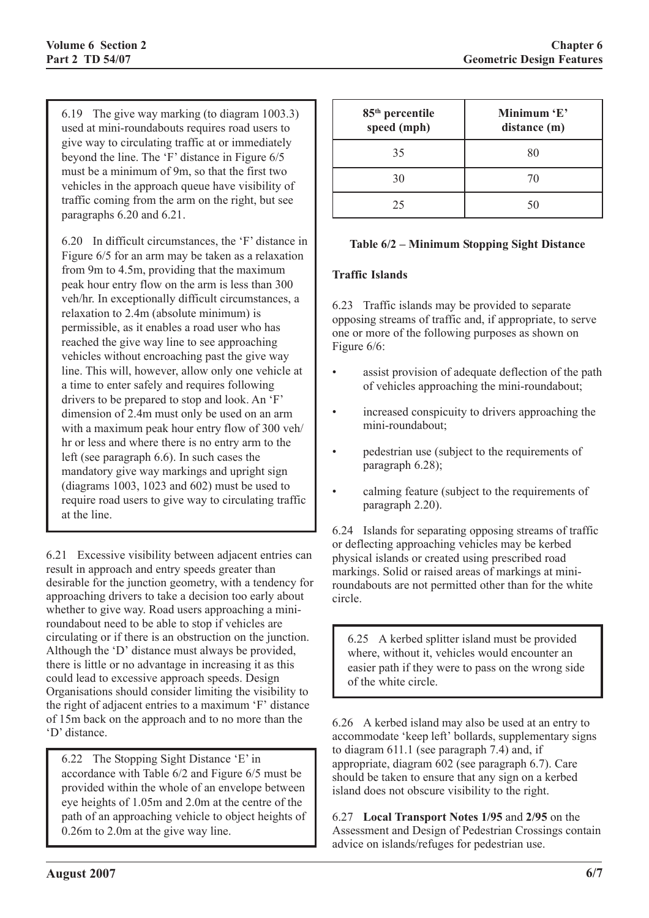6.19 The give way marking (to diagram 1003.3) used at mini-roundabouts requires road users to give way to circulating traffic at or immediately beyond the line. The 'F' distance in Figure 6/5 must be a minimum of 9m, so that the first two vehicles in the approach queue have visibility of traffic coming from the arm on the right, but see paragraphs 6.20 and 6.21.

6.20 In difficult circumstances, the 'F' distance in Figure 6/5 for an arm may be taken as a relaxation from 9m to 4.5m, providing that the maximum peak hour entry flow on the arm is less than 300 veh/hr. In exceptionally difficult circumstances, a relaxation to 2.4m (absolute minimum) is permissible, as it enables a road user who has reached the give way line to see approaching vehicles without encroaching past the give way line. This will, however, allow only one vehicle at a time to enter safely and requires following drivers to be prepared to stop and look. An 'F' dimension of 2.4m must only be used on an arm with a maximum peak hour entry flow of 300 veh/hr or less and where there is no entry arm to the left (see paragraph 6.6). In such cases the mandatory give way markings and upright sign (diagrams 1003, 1023 and 602) must be used to require road users to give way to circulating traffic at the line.

6.21 Excessive visibility between adjacent entries can result in approach and entry speeds greater than desirable for the junction geometry, with a tendency for approaching drivers to take a decision too early about whether to give way. Road users approaching a mini-roundabout need to be able to stop if vehicles are circulating or if there is an obstruction on the junction. Although the 'D' distance must always be provided, there is little or no advantage in increasing it as this could lead to excessive approach speeds. Design Organisations should consider limiting the visibility to the right of adjacent entries to a maximum 'F' distance of 15m back on the approach and to no more than the 'D' distance.

6.22 The Stopping Sight Distance 'E' in accordance with Table 6/2 and Figure 6/5 must be provided within the whole of an envelope between eye heights of 1.05m and 2.0m at the centre of the path of an approaching vehicle to object heights of 0.26m to 2.0m at the give way line.

| 85th percentile speed (mph) | Minimum 'E' distance (m) |
|---|---|
| 35 | 80 |
| 30 | 70 |
| 25 | 50 |

**Table 6/2 – Minimum Stopping Sight Distance**

### Traffic Islands

6.23 Traffic islands may be provided to separate opposing streams of traffic and, if appropriate, to serve one or more of the following purposes as shown on Figure 6/6:

- assist provision of adequate deflection of the path of vehicles approaching the mini-roundabout;
- increased conspicuity to drivers approaching the mini-roundabout;
- pedestrian use (subject to the requirements of paragraph 6.28);
- calming feature (subject to the requirements of paragraph 2.20).

6.24 Islands for separating opposing streams of traffic or deflecting approaching vehicles may be kerbed physical islands or created using prescribed road markings. Solid or raised areas of markings at mini-roundabouts are not permitted other than for the white circle.

6.25 A kerbed splitter island must be provided where, without it, vehicles would encounter an easier path if they were to pass on the wrong side of the white circle.

6.26 A kerbed island may also be used at an entry to accommodate 'keep left' bollards, supplementary signs to diagram 611.1 (see paragraph 7.4) and, if appropriate, diagram 602 (see paragraph 6.7). Care should be taken to ensure that any sign on a kerbed island does not obscure visibility to the right.

6.27 **Local Transport Notes 1/95** and **2/95** on the Assessment and Design of Pedestrian Crossings contain advice on islands/refuges for pedestrian use.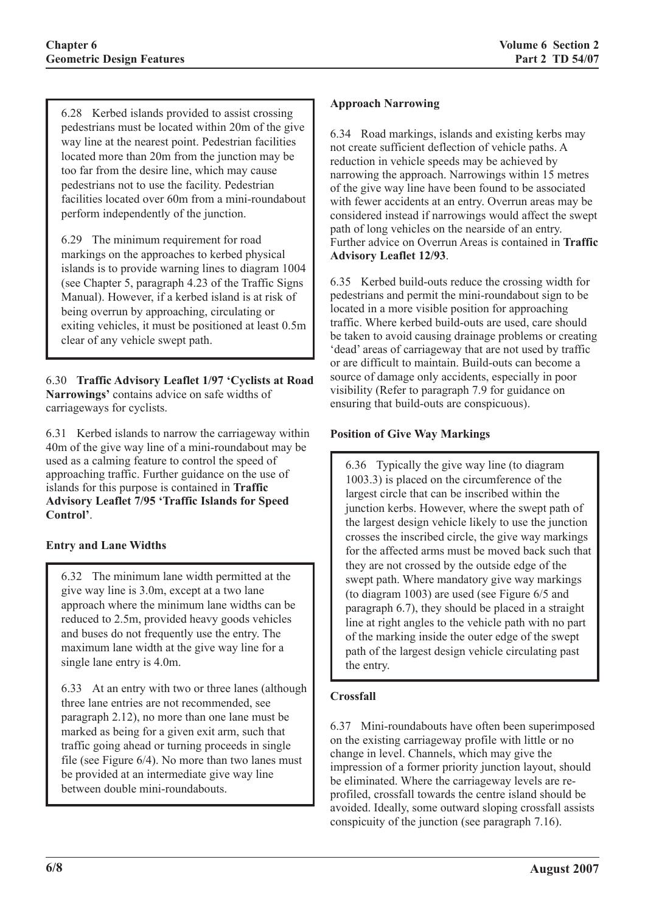6.28 Kerbed islands provided to assist crossing pedestrians must be located within 20m of the give way line at the nearest point. Pedestrian facilities located more than 20m from the junction may be too far from the desire line, which may cause pedestrians not to use the facility. Pedestrian facilities located over 60m from a mini-roundabout perform independently of the junction.

6.29 The minimum requirement for road markings on the approaches to kerbed physical islands is to provide warning lines to diagram 1004 (see Chapter 5, paragraph 4.23 of the Traffic Signs Manual). However, if a kerbed island is at risk of being overrun by approaching, circulating or exiting vehicles, it must be positioned at least 0.5m clear of any vehicle swept path.

6.30 **Traffic Advisory Leaflet 1/97 'Cyclists at Road Narrowings'** contains advice on safe widths of carriageways for cyclists.

6.31 Kerbed islands to narrow the carriageway within 40m of the give way line of a mini-roundabout may be used as a calming feature to control the speed of approaching traffic. Further guidance on the use of islands for this purpose is contained in **Traffic Advisory Leaflet 7/95 'Traffic Islands for Speed Control'**.

### Entry and Lane Widths

6.32 The minimum lane width permitted at the give way line is 3.0m, except at a two lane approach where the minimum lane widths can be reduced to 2.5m, provided heavy goods vehicles and buses do not frequently use the entry. The maximum lane width at the give way line for a single lane entry is 4.0m.

6.33 At an entry with two or three lanes (although three lane entries are not recommended, see paragraph 2.12), no more than one lane must be marked as being for a given exit arm, such that traffic going ahead or turning proceeds in single file (see Figure 6/4). No more than two lanes must be provided at an intermediate give way line between double mini-roundabouts.

### Approach Narrowing

6.34 Road markings, islands and existing kerbs may not create sufficient deflection of vehicle paths. A reduction in vehicle speeds may be achieved by narrowing the approach. Narrowings within 15 metres of the give way line have been found to be associated with fewer accidents at an entry. Overrun areas may be considered instead if narrowings would affect the swept path of long vehicles on the nearside of an entry. Further advice on Overrun Areas is contained in **Traffic Advisory Leaflet 12/93**.

6.35 Kerbed build-outs reduce the crossing width for pedestrians and permit the mini-roundabout sign to be located in a more visible position for approaching traffic. Where kerbed build-outs are used, care should be taken to avoid causing drainage problems or creating 'dead' areas of carriageway that are not used by traffic or are difficult to maintain. Build-outs can become a source of damage only accidents, especially in poor visibility (Refer to paragraph 7.9 for guidance on ensuring that build-outs are conspicuous).

### Position of Give Way Markings

6.36 Typically the give way line (to diagram 1003.3) is placed on the circumference of the largest circle that can be inscribed within the junction kerbs. However, where the swept path of the largest design vehicle likely to use the junction crosses the inscribed circle, the give way markings for the affected arms must be moved back such that they are not crossed by the outside edge of the swept path. Where mandatory give way markings (to diagram 1003) are used (see Figure 6/5 and paragraph 6.7), they should be placed in a straight line at right angles to the vehicle path with no part of the marking inside the outer edge of the swept path of the largest design vehicle circulating past the entry.

### Crossfall

6.37 Mini-roundabouts have often been superimposed on the existing carriageway profile with little or no change in level. Channels, which may give the impression of a former priority junction layout, should be eliminated. Where the carriageway levels are re-profiled, crossfall towards the centre island should be avoided. Ideally, some outward sloping crossfall assists conspicuity of the junction (see paragraph 7.16).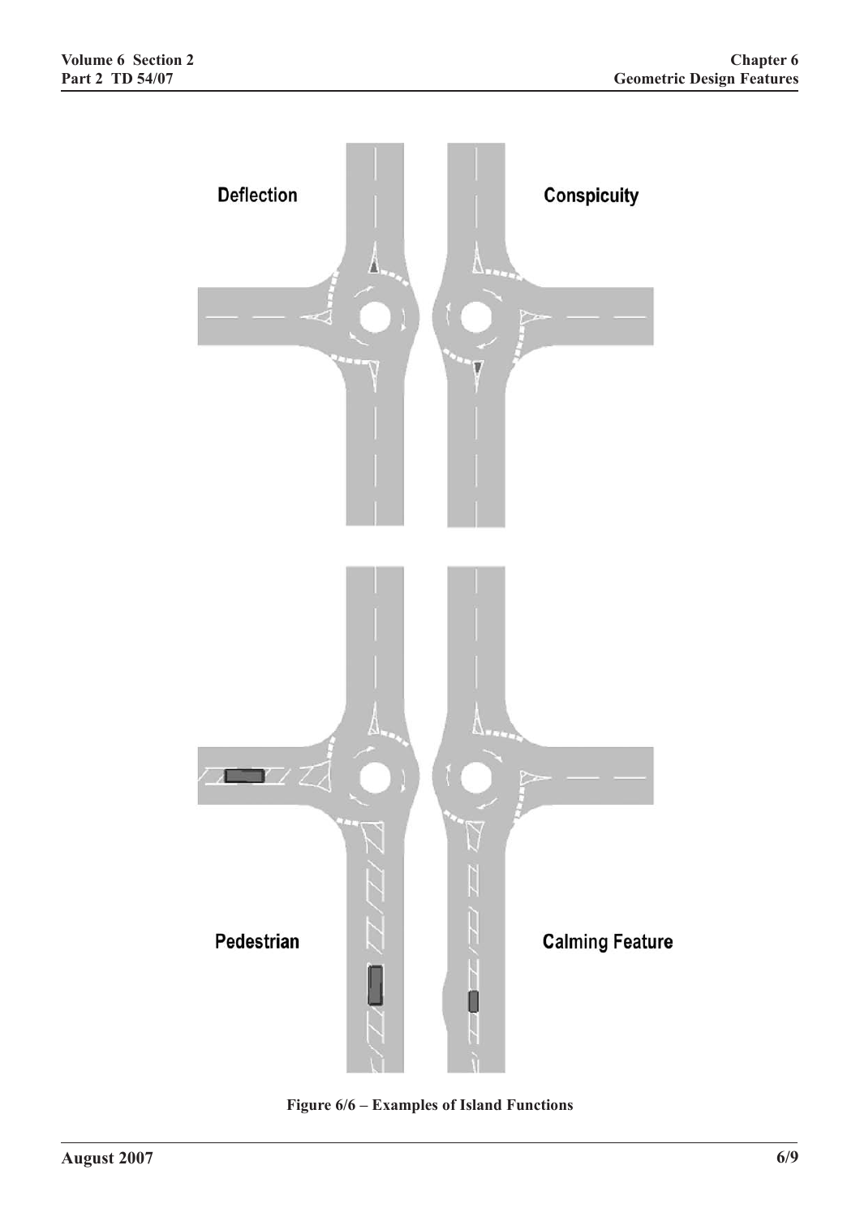Deflection

Conspicuity

Pedestrian

Calming Feature

**Figure 6/6 – Examples of Island Functions**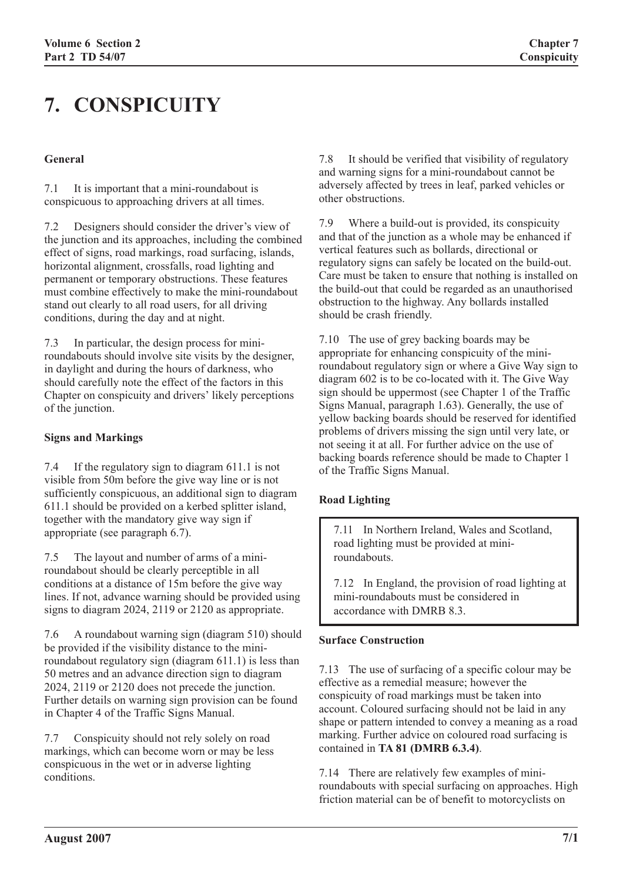# 7. CONSPICUITY

### General

7.1 It is important that a mini-roundabout is conspicuous to approaching drivers at all times.

7.2 Designers should consider the driver's view of the junction and its approaches, including the combined effect of signs, road markings, road surfacing, islands, horizontal alignment, crossfalls, road lighting and permanent or temporary obstructions. These features must combine effectively to make the mini-roundabout stand out clearly to all road users, for all driving conditions, during the day and at night.

7.3 In particular, the design process for mini-roundabouts should involve site visits by the designer, in daylight and during the hours of darkness, who should carefully note the effect of the factors in this Chapter on conspicuity and drivers' likely perceptions of the junction.

### Signs and Markings

7.4 If the regulatory sign to diagram 611.1 is not visible from 50m before the give way line or is not sufficiently conspicuous, an additional sign to diagram 611.1 should be provided on a kerbed splitter island, together with the mandatory give way sign if appropriate (see paragraph 6.7).

7.5 The layout and number of arms of a mini-roundabout should be clearly perceptible in all conditions at a distance of 15m before the give way lines. If not, advance warning should be provided using signs to diagram 2024, 2119 or 2120 as appropriate.

7.6 A roundabout warning sign (diagram 510) should be provided if the visibility distance to the mini-roundabout regulatory sign (diagram 611.1) is less than 50 metres and an advance direction sign to diagram 2024, 2119 or 2120 does not precede the junction. Further details on warning sign provision can be found in Chapter 4 of the Traffic Signs Manual.

7.7 Conspicuity should not rely solely on road markings, which can become worn or may be less conspicuous in the wet or in adverse lighting conditions.

7.8 It should be verified that visibility of regulatory and warning signs for a mini-roundabout cannot be adversely affected by trees in leaf, parked vehicles or other obstructions.

7.9 Where a build-out is provided, its conspicuity and that of the junction as a whole may be enhanced if vertical features such as bollards, directional or regulatory signs can safely be located on the build-out. Care must be taken to ensure that nothing is installed on the build-out that could be regarded as an unauthorised obstruction to the highway. Any bollards installed should be crash friendly.

7.10 The use of grey backing boards may be appropriate for enhancing conspicuity of the mini-roundabout regulatory sign or where a Give Way sign to diagram 602 is to be co-located with it. The Give Way sign should be uppermost (see Chapter 1 of the Traffic Signs Manual, paragraph 1.63). Generally, the use of yellow backing boards should be reserved for identified problems of drivers missing the sign until very late, or not seeing it at all. For further advice on the use of backing boards reference should be made to Chapter 1 of the Traffic Signs Manual.

### Road Lighting

> 7.11 In Northern Ireland, Wales and Scotland, road lighting must be provided at mini-roundabouts.
>
> 7.12 In England, the provision of road lighting at mini-roundabouts must be considered in accordance with DMRB 8.3.

### Surface Construction

7.13 The use of surfacing of a specific colour may be effective as a remedial measure; however the conspicuity of road markings must be taken into account. Coloured surfacing should not be laid in any shape or pattern intended to convey a meaning as a road marking. Further advice on coloured road surfacing is contained in **TA 81 (DMRB 6.3.4)**.

7.14 There are relatively few examples of mini-roundabouts with special surfacing on approaches. High friction material can be of benefit to motorcyclists on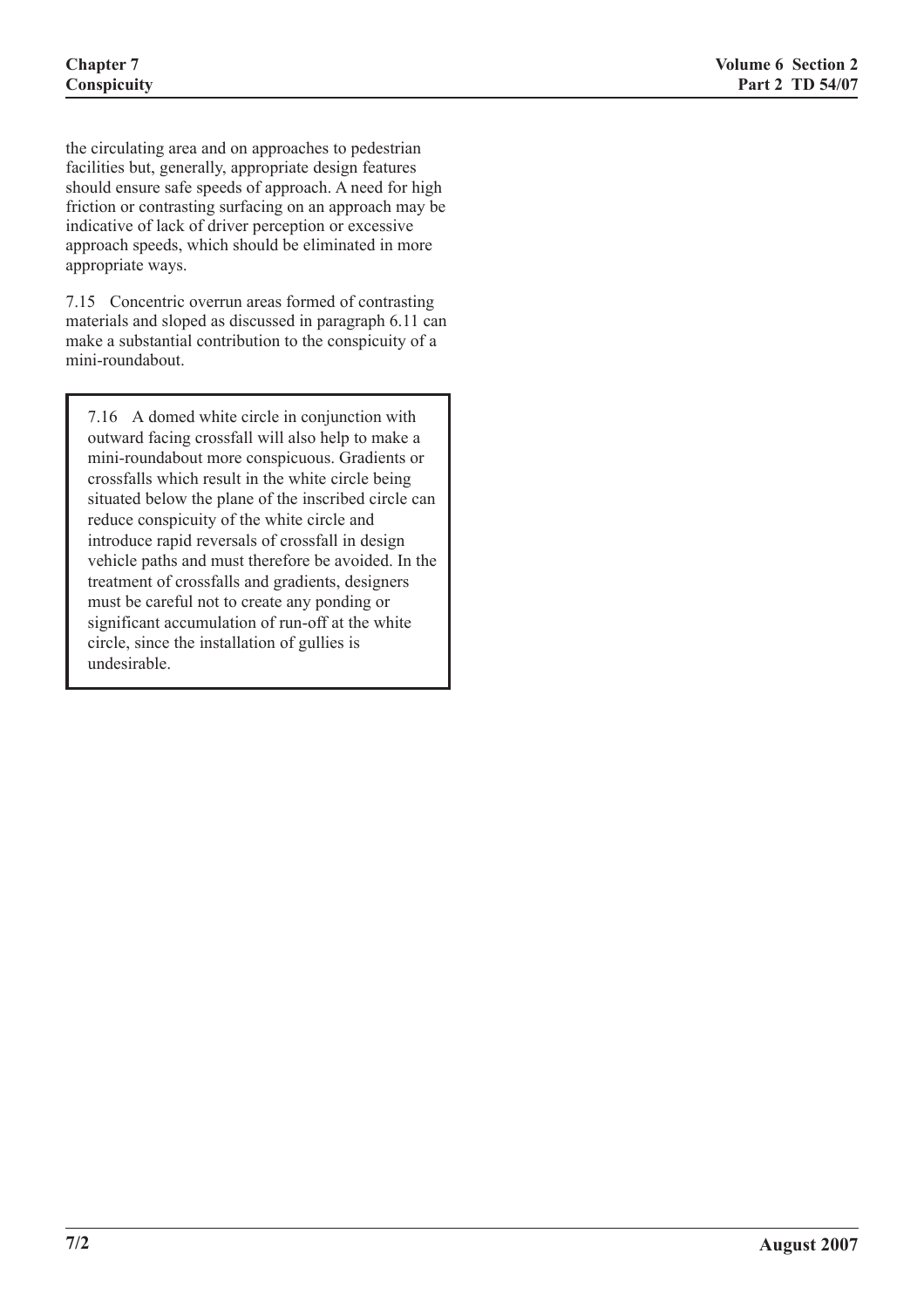the circulating area and on approaches to pedestrian facilities but, generally, appropriate design features should ensure safe speeds of approach. A need for high friction or contrasting surfacing on an approach may be indicative of lack of driver perception or excessive approach speeds, which should be eliminated in more appropriate ways.

7.15 Concentric overrun areas formed of contrasting materials and sloped as discussed in paragraph 6.11 can make a substantial contribution to the conspicuity of a mini-roundabout.

> 7.16 A domed white circle in conjunction with outward facing crossfall will also help to make a mini-roundabout more conspicuous. Gradients or crossfalls which result in the white circle being situated below the plane of the inscribed circle can reduce conspicuity of the white circle and introduce rapid reversals of crossfall in design vehicle paths and must therefore be avoided. In the treatment of crossfalls and gradients, designers must be careful not to create any ponding or significant accumulation of run-off at the white circle, since the installation of gullies is undesirable.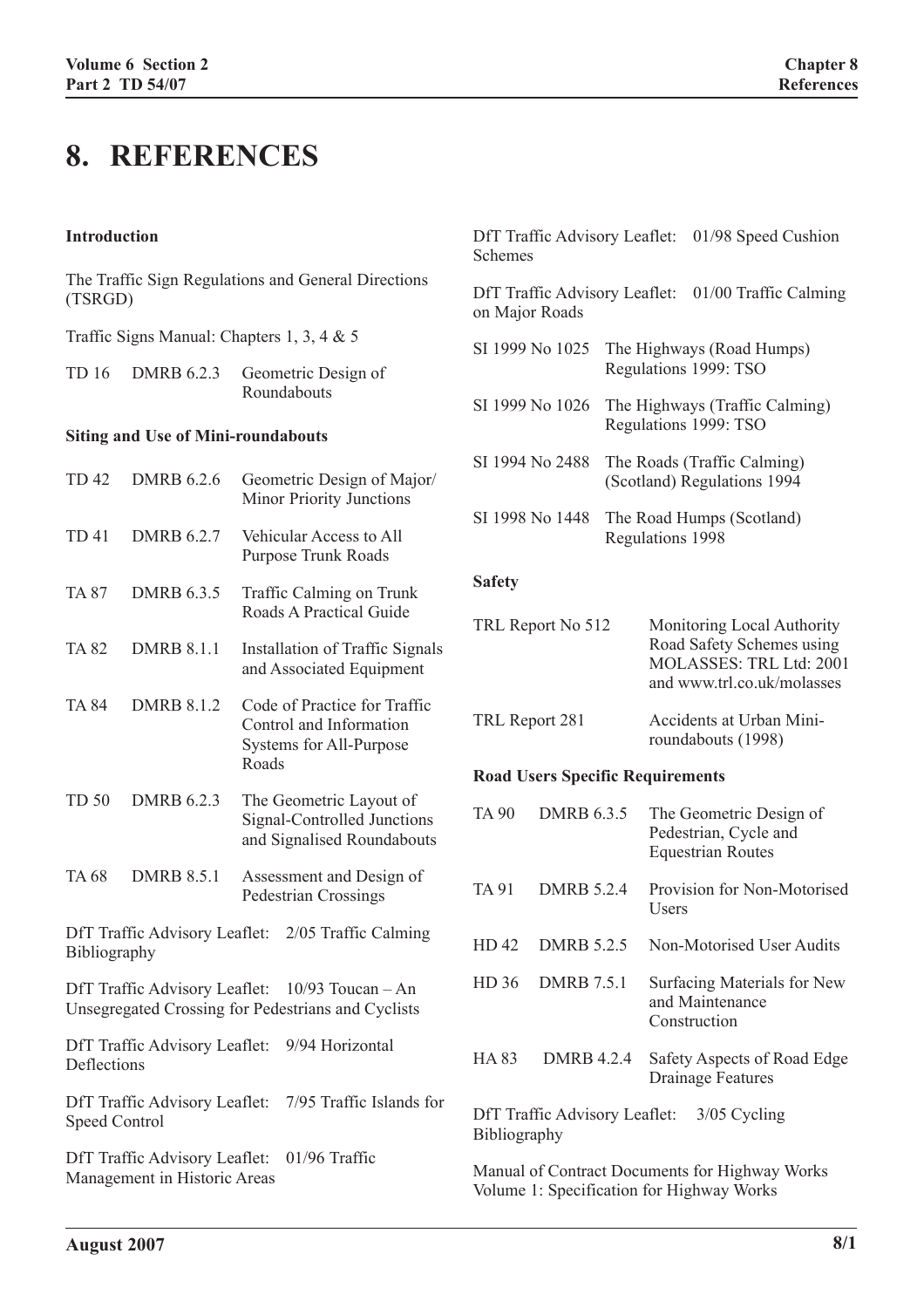# 8. REFERENCES

**Introduction**

The Traffic Sign Regulations and General Directions (TSRGD)

Traffic Signs Manual: Chapters 1, 3, 4 & 5

| | | |
|---|---|---|
| TD 16 | DMRB 6.2.3 | Geometric Design of Roundabouts |

**Siting and Use of Mini-roundabouts**

| | | |
|---|---|---|
| TD 42 | DMRB 6.2.6 | Geometric Design of Major/Minor Priority Junctions |
| TD 41 | DMRB 6.2.7 | Vehicular Access to All Purpose Trunk Roads |
| TA 87 | DMRB 6.3.5 | Traffic Calming on Trunk Roads A Practical Guide |
| TA 82 | DMRB 8.1.1 | Installation of Traffic Signals and Associated Equipment |
| TA 84 | DMRB 8.1.2 | Code of Practice for Traffic Control and Information Systems for All-Purpose Roads |
| TD 50 | DMRB 6.2.3 | The Geometric Layout of Signal-Controlled Junctions and Signalised Roundabouts |
| TA 68 | DMRB 8.5.1 | Assessment and Design of Pedestrian Crossings |

DfT Traffic Advisory Leaflet: 2/05 Traffic Calming Bibliography

DfT Traffic Advisory Leaflet: 10/93 Toucan – An Unsegregated Crossing for Pedestrians and Cyclists

DfT Traffic Advisory Leaflet: 9/94 Horizontal Deflections

DfT Traffic Advisory Leaflet: 7/95 Traffic Islands for Speed Control

DfT Traffic Advisory Leaflet: 01/96 Traffic Management in Historic Areas

DfT Traffic Advisory Leaflet: 01/98 Speed Cushion Schemes

DfT Traffic Advisory Leaflet: 01/00 Traffic Calming on Major Roads

| | |
|---|---|
| SI 1999 No 1025 | The Highways (Road Humps) Regulations 1999: TSO |
| SI 1999 No 1026 | The Highways (Traffic Calming) Regulations 1999: TSO |
| SI 1994 No 2488 | The Roads (Traffic Calming) (Scotland) Regulations 1994 |
| SI 1998 No 1448 | The Road Humps (Scotland) Regulations 1998 |

**Safety**

| | |
|---|---|
| TRL Report No 512 | Monitoring Local Authority Road Safety Schemes using MOLASSES: TRL Ltd: 2001 and www.trl.co.uk/molasses |
| TRL Report 281 | Accidents at Urban Mini-roundabouts (1998) |

**Road Users Specific Requirements**

| | | |
|---|---|---|
| TA 90 | DMRB 6.3.5 | The Geometric Design of Pedestrian, Cycle and Equestrian Routes |
| TA 91 | DMRB 5.2.4 | Provision for Non-Motorised Users |
| HD 42 | DMRB 5.2.5 | Non-Motorised User Audits |
| HD 36 | DMRB 7.5.1 | Surfacing Materials for New and Maintenance Construction |
| HA 83 | DMRB 4.2.4 | Safety Aspects of Road Edge Drainage Features |

DfT Traffic Advisory Leaflet: 3/05 Cycling Bibliography

Manual of Contract Documents for Highway Works Volume 1: Specification for Highway Works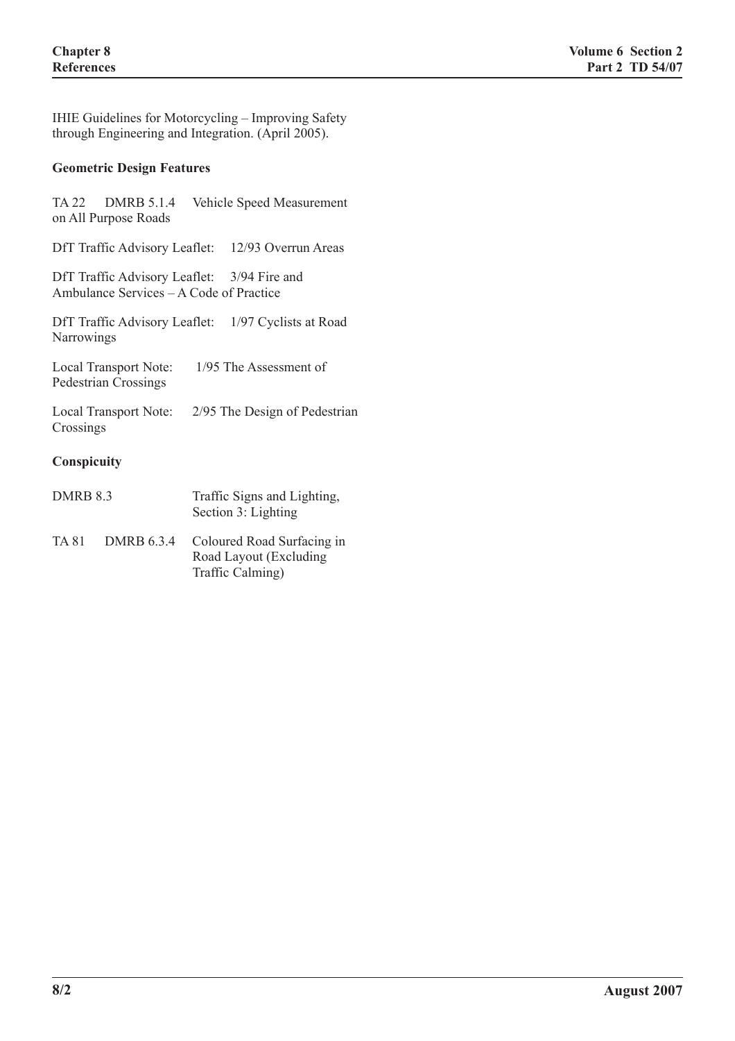IHIE Guidelines for Motorcycling – Improving Safety through Engineering and Integration. (April 2005).

**Geometric Design Features**

TA 22 DMRB 5.1.4 Vehicle Speed Measurement on All Purpose Roads

DfT Traffic Advisory Leaflet: 12/93 Overrun Areas

DfT Traffic Advisory Leaflet: 3/94 Fire and Ambulance Services – A Code of Practice

DfT Traffic Advisory Leaflet: 1/97 Cyclists at Road Narrowings

Local Transport Note: 1/95 The Assessment of Pedestrian Crossings

Local Transport Note: 2/95 The Design of Pedestrian Crossings

**Conspicuity**

DMRB 8.3 Traffic Signs and Lighting, Section 3: Lighting

TA 81 DMRB 6.3.4 Coloured Road Surfacing in Road Layout (Excluding Traffic Calming)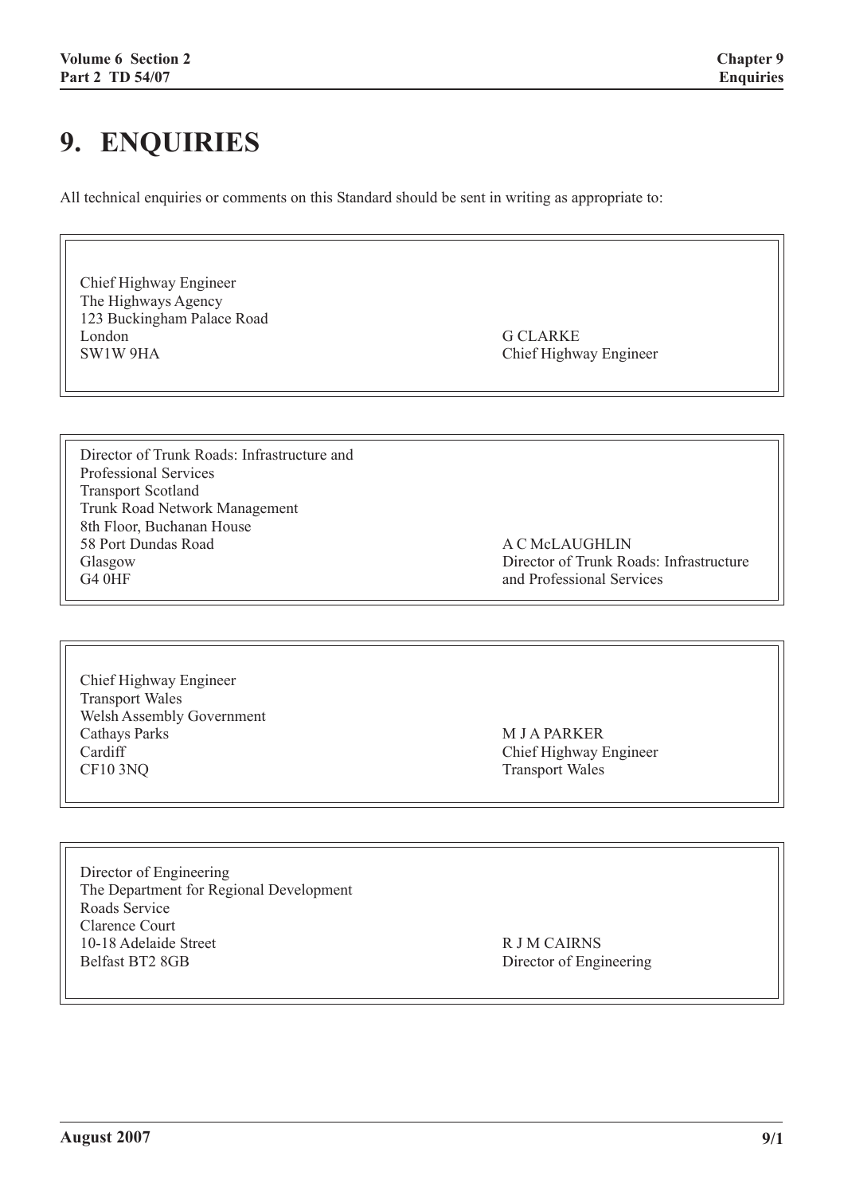# 9. ENQUIRIES

All technical enquiries or comments on this Standard should be sent in writing as appropriate to:

| | |
|---|---|
| Chief Highway Engineer<br>The Highways Agency<br>123 Buckingham Palace Road<br>London<br>SW1W 9HA | G CLARKE<br>Chief Highway Engineer |

| | |
|---|---|
| Director of Trunk Roads: Infrastructure and Professional Services<br>Transport Scotland<br>Trunk Road Network Management<br>8th Floor, Buchanan House<br>58 Port Dundas Road<br>Glasgow<br>G4 0HF | A C McLAUGHLIN<br>Director of Trunk Roads: Infrastructure and Professional Services |

| | |
|---|---|
| Chief Highway Engineer<br>Transport Wales<br>Welsh Assembly Government<br>Cathays Parks<br>Cardiff<br>CF10 3NQ | M J A PARKER<br>Chief Highway Engineer<br>Transport Wales |

| | |
|---|---|
| Director of Engineering<br>The Department for Regional Development<br>Roads Service<br>Clarence Court<br>10-18 Adelaide Street<br>Belfast BT2 8GB | R J M CAIRNS<br>Director of Engineering |